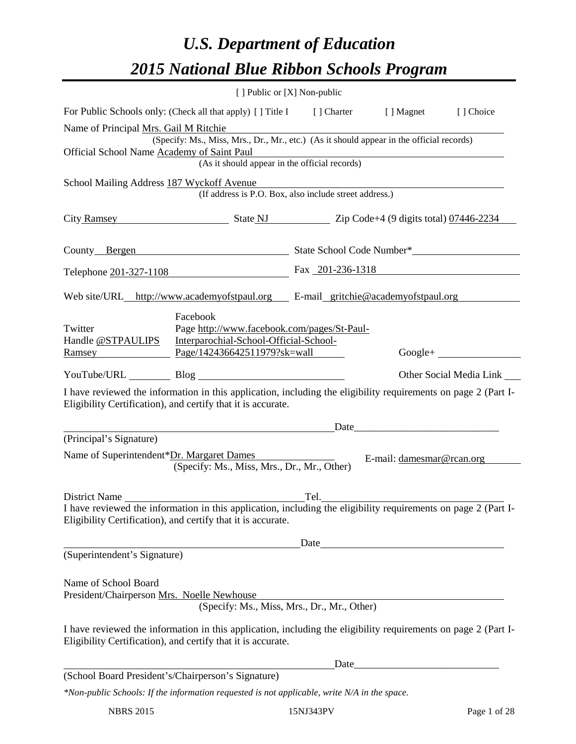# *U.S. Department of Education*

# *2015 National Blue Ribbon Schools Program*

[ ] Public or [X] Non-public

For Public Schools only: (Check all that apply) [ ] Title I [ ] Charter [ ] Magnet [ ] Choice

Name of Principal Mrs. Gail M Ritchie
(Specify: Ms., Miss, Mrs., Dr., Mr., etc.) (As it should appear in the official records)

Official School Name Academy of Saint Paul
(As it should appear in the official records)

School Mailing Address 187 Wyckoff Avenue
(If address is P.O. Box, also include street address.)

City Ramsey State NJ Zip Code+4 (9 digits total) 07446-2234

County Bergen State School Code Number*

Telephone 201-327-1108 Fax 201-236-1318

Web site/URL http://www.academyofstpaul.org E-mail gritchie@academyofstpaul.org

Twitter Handle @STPAULIPS Ramsey Facebook Page http://www.facebook.com/pages/St-Paul-Interparochial-School-Official-School-Page/142436642511979?sk=wall Google+

YouTube/URL Blog Other Social Media Link

I have reviewed the information in this application, including the eligibility requirements on page 2 (Part I-Eligibility Certification), and certify that it is accurate.

Date

(Principal's Signature)

Name of Superintendent*Dr. Margaret Dames E-mail: damesmar@rcan.org
(Specify: Ms., Miss, Mrs., Dr., Mr., Other)

District Name Tel.

I have reviewed the information in this application, including the eligibility requirements on page 2 (Part I-Eligibility Certification), and certify that it is accurate.

Date

(Superintendent's Signature)

Name of School Board President/Chairperson Mrs. Noelle Newhouse
(Specify: Ms., Miss, Mrs., Dr., Mr., Other)

I have reviewed the information in this application, including the eligibility requirements on page 2 (Part I-Eligibility Certification), and certify that it is accurate.

Date

(School Board President's/Chairperson's Signature)

*\*Non-public Schools: If the information requested is not applicable, write N/A in the space.*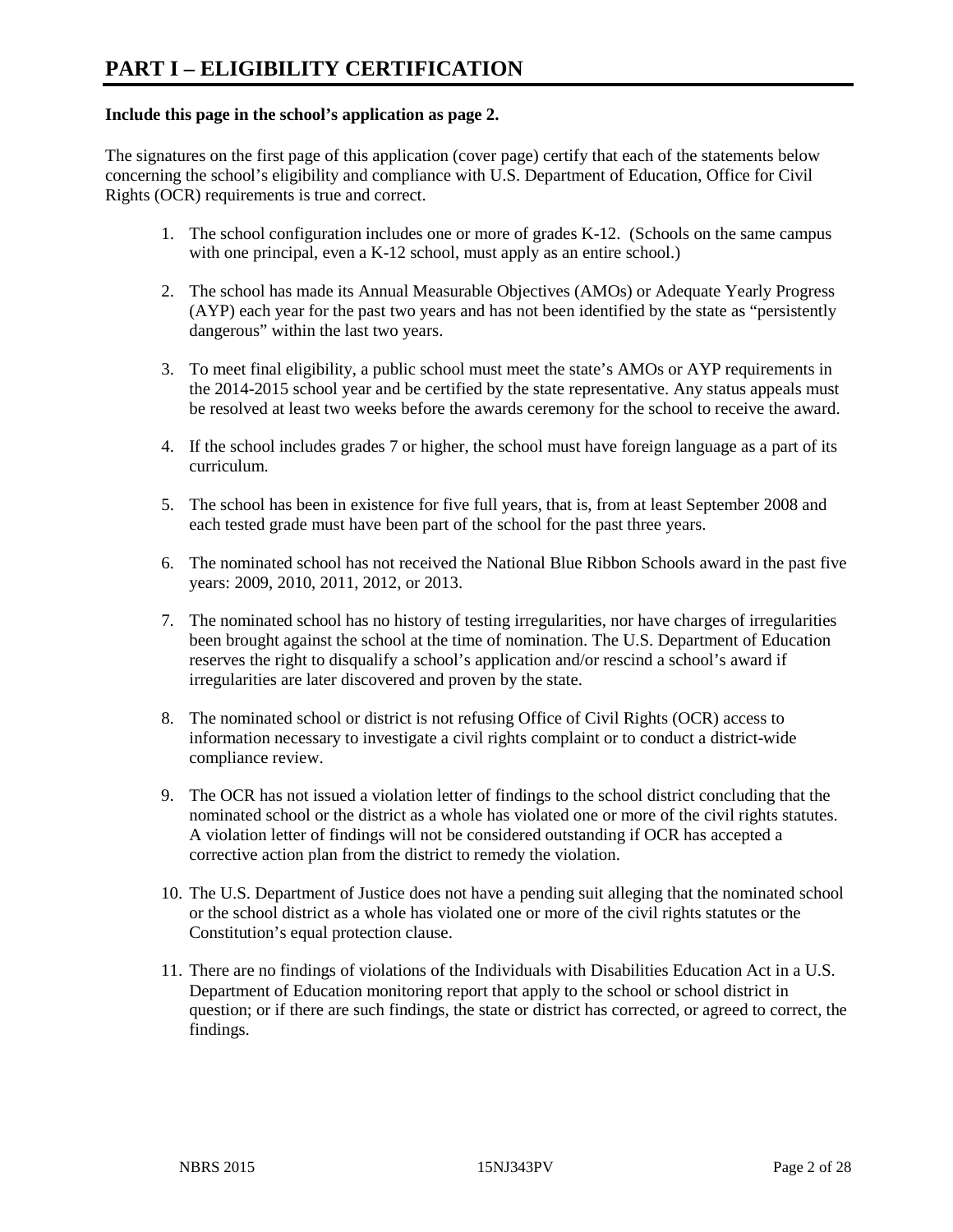# PART I – ELIGIBILITY CERTIFICATION

**Include this page in the school's application as page 2.**

The signatures on the first page of this application (cover page) certify that each of the statements below concerning the school's eligibility and compliance with U.S. Department of Education, Office for Civil Rights (OCR) requirements is true and correct.

1. The school configuration includes one or more of grades K-12. (Schools on the same campus with one principal, even a K-12 school, must apply as an entire school.)

2. The school has made its Annual Measurable Objectives (AMOs) or Adequate Yearly Progress (AYP) each year for the past two years and has not been identified by the state as "persistently dangerous" within the last two years.

3. To meet final eligibility, a public school must meet the state's AMOs or AYP requirements in the 2014-2015 school year and be certified by the state representative. Any status appeals must be resolved at least two weeks before the awards ceremony for the school to receive the award.

4. If the school includes grades 7 or higher, the school must have foreign language as a part of its curriculum.

5. The school has been in existence for five full years, that is, from at least September 2008 and each tested grade must have been part of the school for the past three years.

6. The nominated school has not received the National Blue Ribbon Schools award in the past five years: 2009, 2010, 2011, 2012, or 2013.

7. The nominated school has no history of testing irregularities, nor have charges of irregularities been brought against the school at the time of nomination. The U.S. Department of Education reserves the right to disqualify a school's application and/or rescind a school's award if irregularities are later discovered and proven by the state.

8. The nominated school or district is not refusing Office of Civil Rights (OCR) access to information necessary to investigate a civil rights complaint or to conduct a district-wide compliance review.

9. The OCR has not issued a violation letter of findings to the school district concluding that the nominated school or the district as a whole has violated one or more of the civil rights statutes. A violation letter of findings will not be considered outstanding if OCR has accepted a corrective action plan from the district to remedy the violation.

10. The U.S. Department of Justice does not have a pending suit alleging that the nominated school or the school district as a whole has violated one or more of the civil rights statutes or the Constitution's equal protection clause.

11. There are no findings of violations of the Individuals with Disabilities Education Act in a U.S. Department of Education monitoring report that apply to the school or school district in question; or if there are such findings, the state or district has corrected, or agreed to correct, the findings.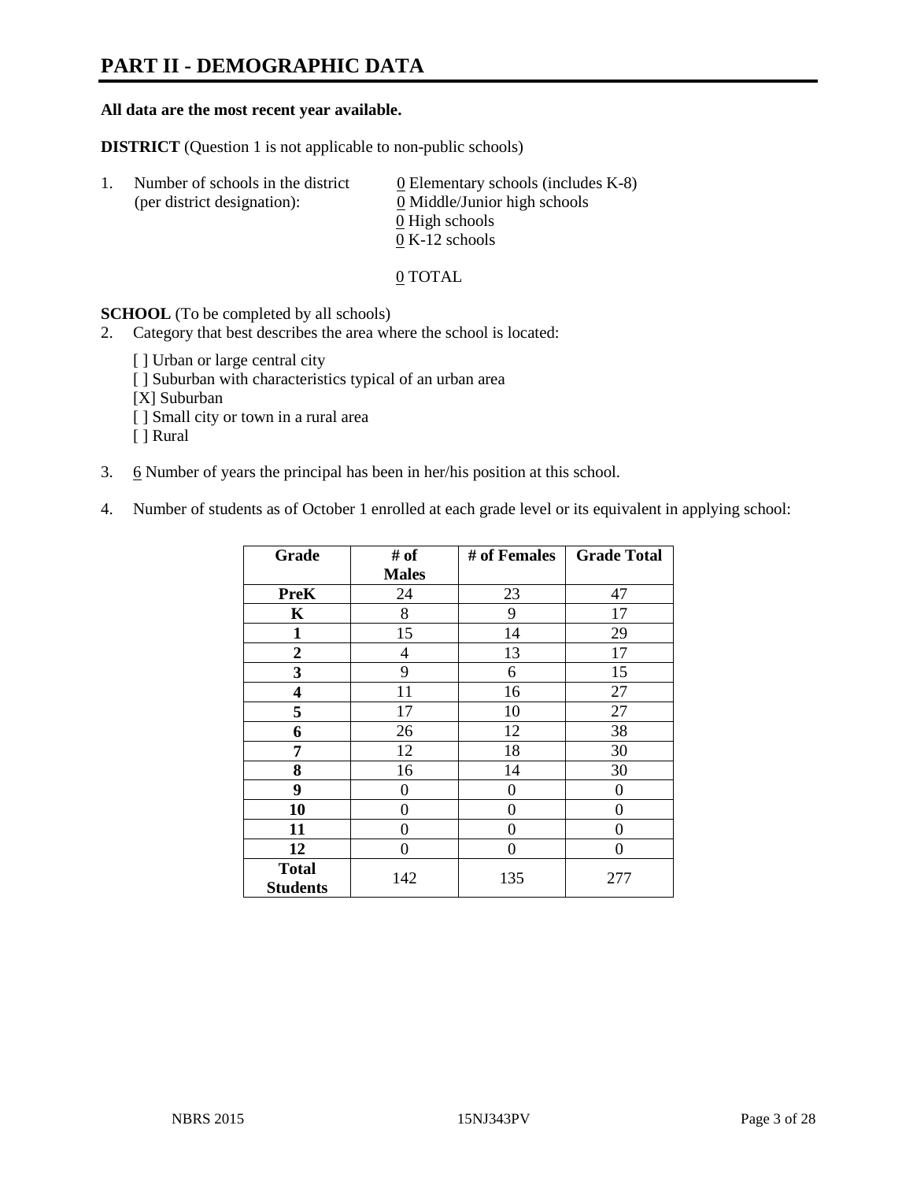# PART II - DEMOGRAPHIC DATA

**All data are the most recent year available.**

**DISTRICT** (Question 1 is not applicable to non-public schools)

1. Number of schools in the district (per district designation):
   0 Elementary schools (includes K-8)
   0 Middle/Junior high schools
   0 High schools
   0 K-12 schools

   0 TOTAL

**SCHOOL** (To be completed by all schools)

2. Category that best describes the area where the school is located:

   [ ] Urban or large central city
   [ ] Suburban with characteristics typical of an urban area
   [X] Suburban
   [ ] Small city or town in a rural area
   [ ] Rural

3. 6 Number of years the principal has been in her/his position at this school.

4. Number of students as of October 1 enrolled at each grade level or its equivalent in applying school:

| Grade | # of Males | # of Females | Grade Total |
|---|---|---|---|
| **PreK** | 24 | 23 | 47 |
| **K** | 8 | 9 | 17 |
| **1** | 15 | 14 | 29 |
| **2** | 4 | 13 | 17 |
| **3** | 9 | 6 | 15 |
| **4** | 11 | 16 | 27 |
| **5** | 17 | 10 | 27 |
| **6** | 26 | 12 | 38 |
| **7** | 12 | 18 | 30 |
| **8** | 16 | 14 | 30 |
| **9** | 0 | 0 | 0 |
| **10** | 0 | 0 | 0 |
| **11** | 0 | 0 | 0 |
| **12** | 0 | 0 | 0 |
| **Total Students** | 142 | 135 | 277 |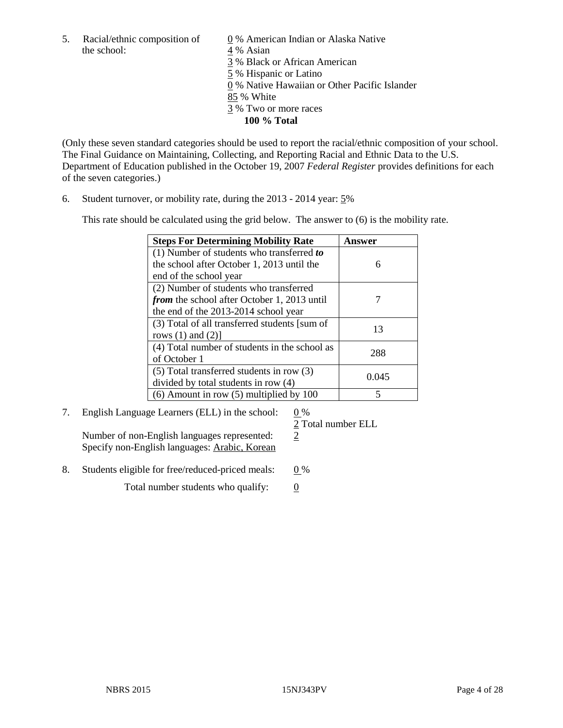5. Racial/ethnic composition of the school:

0 % American Indian or Alaska Native
4 % Asian
3 % Black or African American
5 % Hispanic or Latino
0 % Native Hawaiian or Other Pacific Islander
85 % White
3 % Two or more races
**100 % Total**

(Only these seven standard categories should be used to report the racial/ethnic composition of your school. The Final Guidance on Maintaining, Collecting, and Reporting Racial and Ethnic Data to the U.S. Department of Education published in the October 19, 2007 *Federal Register* provides definitions for each of the seven categories.)

6. Student turnover, or mobility rate, during the 2013 - 2014 year: 5%

This rate should be calculated using the grid below. The answer to (6) is the mobility rate.

| **Steps For Determining Mobility Rate** | **Answer** |
|---|---|
| (1) Number of students who transferred ***to*** the school after October 1, 2013 until the end of the school year | 6 |
| (2) Number of students who transferred ***from*** the school after October 1, 2013 until the end of the 2013-2014 school year | 7 |
| (3) Total of all transferred students [sum of rows (1) and (2)] | 13 |
| (4) Total number of students in the school as of October 1 | 288 |
| (5) Total transferred students in row (3) divided by total students in row (4) | 0.045 |
| (6) Amount in row (5) multiplied by 100 | 5 |

7. English Language Learners (ELL) in the school: 0 %
2 Total number ELL

Number of non-English languages represented: 2
Specify non-English languages: Arabic, Korean

8. Students eligible for free/reduced-priced meals: 0 %

Total number students who qualify: 0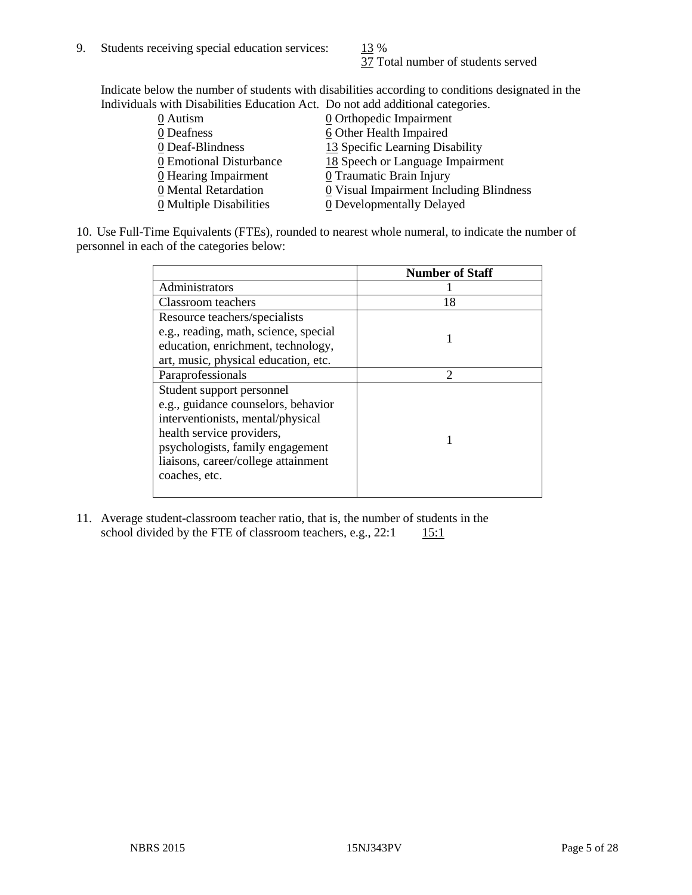9. Students receiving special education services: 13 %
   37 Total number of students served

   Indicate below the number of students with disabilities according to conditions designated in the Individuals with Disabilities Education Act. Do not add additional categories.

   0 Autism
   0 Deafness
   0 Deaf-Blindness
   0 Emotional Disturbance
   0 Hearing Impairment
   0 Mental Retardation
   0 Multiple Disabilities
   0 Orthopedic Impairment
   6 Other Health Impaired
   13 Specific Learning Disability
   18 Speech or Language Impairment
   0 Traumatic Brain Injury
   0 Visual Impairment Including Blindness
   0 Developmentally Delayed

10. Use Full-Time Equivalents (FTEs), rounded to nearest whole numeral, to indicate the number of personnel in each of the categories below:

| | Number of Staff |
|---|---|
| Administrators | 1 |
| Classroom teachers | 18 |
| Resource teachers/specialists e.g., reading, math, science, special education, enrichment, technology, art, music, physical education, etc. | 1 |
| Paraprofessionals | 2 |
| Student support personnel e.g., guidance counselors, behavior interventionists, mental/physical health service providers, psychologists, family engagement liaisons, career/college attainment coaches, etc. | 1 |

11. Average student-classroom teacher ratio, that is, the number of students in the school divided by the FTE of classroom teachers, e.g., 22:1 15:1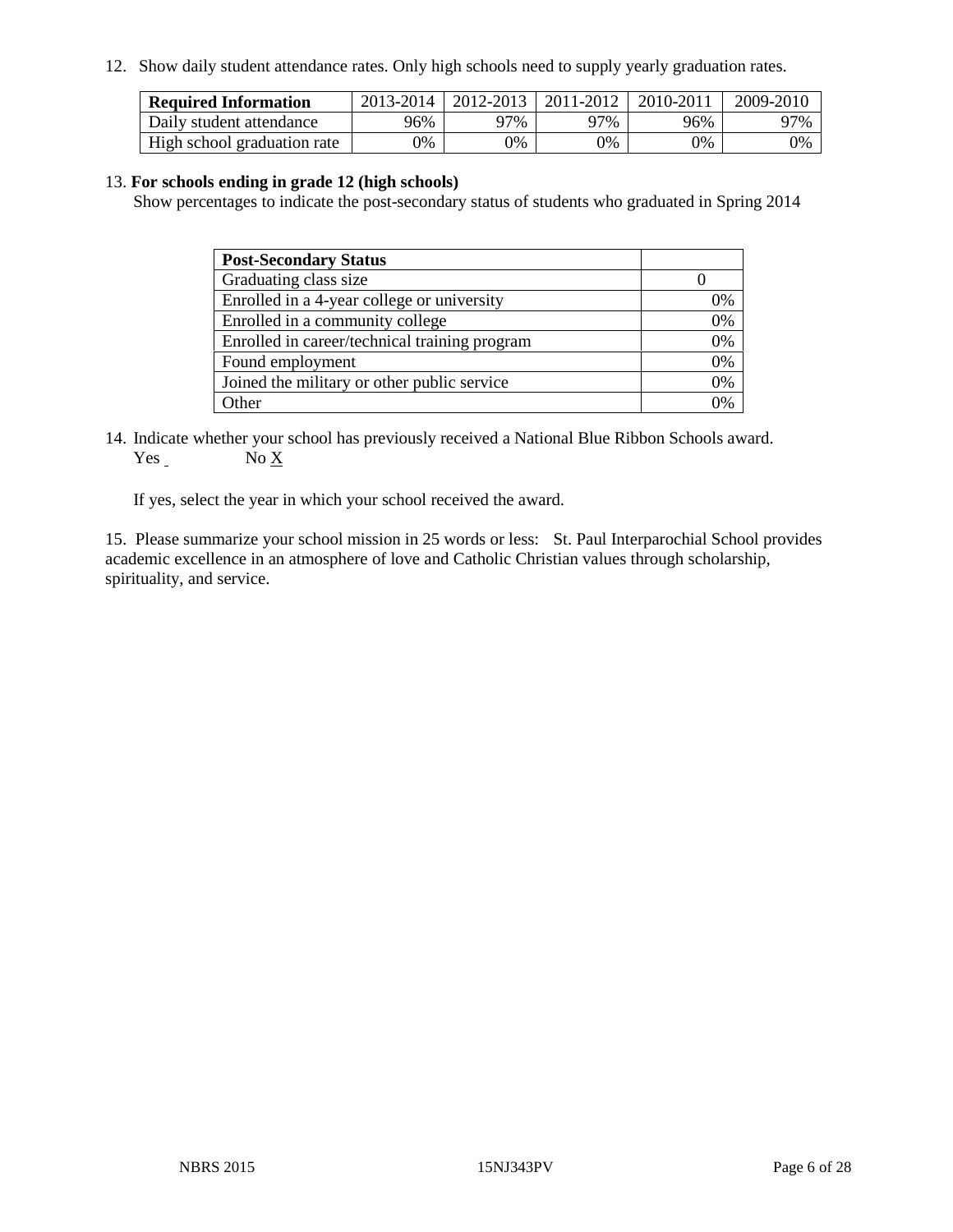12. Show daily student attendance rates. Only high schools need to supply yearly graduation rates.

| **Required Information** | 2013-2014 | 2012-2013 | 2011-2012 | 2010-2011 | 2009-2010 |
| --- | --- | --- | --- | --- | --- |
| Daily student attendance | 96% | 97% | 97% | 96% | 97% |
| High school graduation rate | 0% | 0% | 0% | 0% | 0% |

13. **For schools ending in grade 12 (high schools)**

Show percentages to indicate the post-secondary status of students who graduated in Spring 2014

| **Post-Secondary Status** | |
| --- | --- |
| Graduating class size | 0 |
| Enrolled in a 4-year college or university | 0% |
| Enrolled in a community college | 0% |
| Enrolled in career/technical training program | 0% |
| Found employment | 0% |
| Joined the military or other public service | 0% |
| Other | 0% |

14. Indicate whether your school has previously received a National Blue Ribbon Schools award.
Yes _ No X

If yes, select the year in which your school received the award.

15. Please summarize your school mission in 25 words or less: St. Paul Interparochial School provides academic excellence in an atmosphere of love and Catholic Christian values through scholarship, spirituality, and service.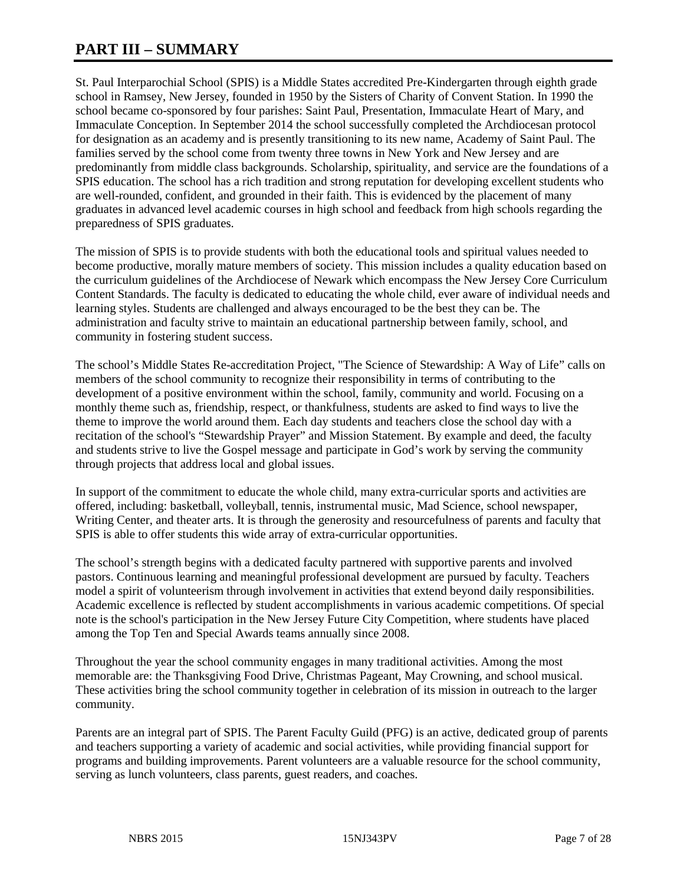# PART III – SUMMARY

St. Paul Interparochial School (SPIS) is a Middle States accredited Pre-Kindergarten through eighth grade school in Ramsey, New Jersey, founded in 1950 by the Sisters of Charity of Convent Station. In 1990 the school became co-sponsored by four parishes: Saint Paul, Presentation, Immaculate Heart of Mary, and Immaculate Conception. In September 2014 the school successfully completed the Archdiocesan protocol for designation as an academy and is presently transitioning to its new name, Academy of Saint Paul. The families served by the school come from twenty three towns in New York and New Jersey and are predominantly from middle class backgrounds. Scholarship, spirituality, and service are the foundations of a SPIS education. The school has a rich tradition and strong reputation for developing excellent students who are well-rounded, confident, and grounded in their faith. This is evidenced by the placement of many graduates in advanced level academic courses in high school and feedback from high schools regarding the preparedness of SPIS graduates.

The mission of SPIS is to provide students with both the educational tools and spiritual values needed to become productive, morally mature members of society. This mission includes a quality education based on the curriculum guidelines of the Archdiocese of Newark which encompass the New Jersey Core Curriculum Content Standards. The faculty is dedicated to educating the whole child, ever aware of individual needs and learning styles. Students are challenged and always encouraged to be the best they can be. The administration and faculty strive to maintain an educational partnership between family, school, and community in fostering student success.

The school's Middle States Re-accreditation Project, "The Science of Stewardship: A Way of Life" calls on members of the school community to recognize their responsibility in terms of contributing to the development of a positive environment within the school, family, community and world. Focusing on a monthly theme such as, friendship, respect, or thankfulness, students are asked to find ways to live the theme to improve the world around them. Each day students and teachers close the school day with a recitation of the school's "Stewardship Prayer" and Mission Statement. By example and deed, the faculty and students strive to live the Gospel message and participate in God's work by serving the community through projects that address local and global issues.

In support of the commitment to educate the whole child, many extra-curricular sports and activities are offered, including: basketball, volleyball, tennis, instrumental music, Mad Science, school newspaper, Writing Center, and theater arts. It is through the generosity and resourcefulness of parents and faculty that SPIS is able to offer students this wide array of extra-curricular opportunities.

The school's strength begins with a dedicated faculty partnered with supportive parents and involved pastors. Continuous learning and meaningful professional development are pursued by faculty. Teachers model a spirit of volunteerism through involvement in activities that extend beyond daily responsibilities. Academic excellence is reflected by student accomplishments in various academic competitions. Of special note is the school's participation in the New Jersey Future City Competition, where students have placed among the Top Ten and Special Awards teams annually since 2008.

Throughout the year the school community engages in many traditional activities. Among the most memorable are: the Thanksgiving Food Drive, Christmas Pageant, May Crowning, and school musical. These activities bring the school community together in celebration of its mission in outreach to the larger community.

Parents are an integral part of SPIS. The Parent Faculty Guild (PFG) is an active, dedicated group of parents and teachers supporting a variety of academic and social activities, while providing financial support for programs and building improvements. Parent volunteers are a valuable resource for the school community, serving as lunch volunteers, class parents, guest readers, and coaches.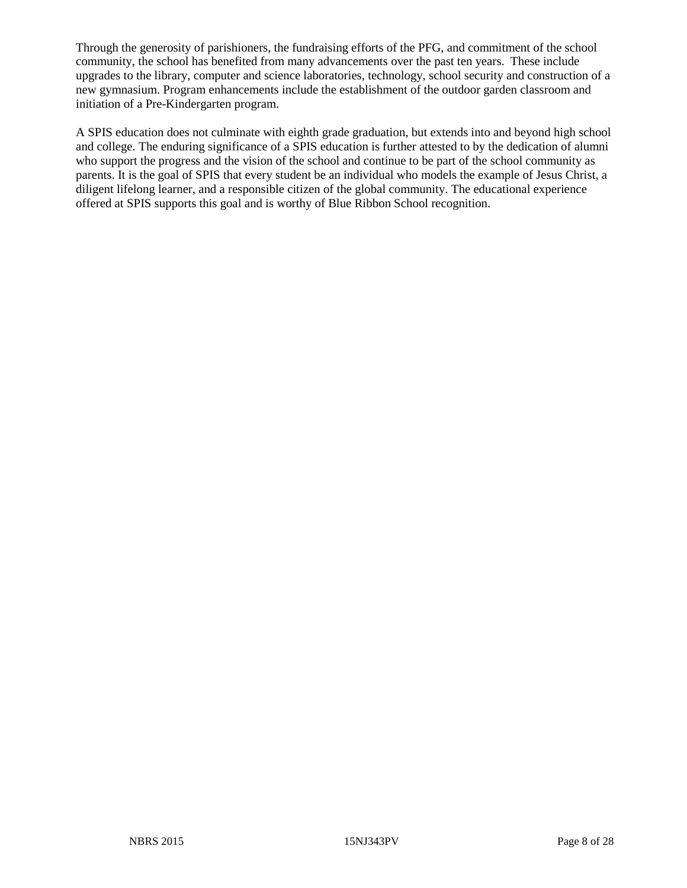Through the generosity of parishioners, the fundraising efforts of the PFG, and commitment of the school community, the school has benefited from many advancements over the past ten years. These include upgrades to the library, computer and science laboratories, technology, school security and construction of a new gymnasium. Program enhancements include the establishment of the outdoor garden classroom and initiation of a Pre-Kindergarten program.

A SPIS education does not culminate with eighth grade graduation, but extends into and beyond high school and college. The enduring significance of a SPIS education is further attested to by the dedication of alumni who support the progress and the vision of the school and continue to be part of the school community as parents. It is the goal of SPIS that every student be an individual who models the example of Jesus Christ, a diligent lifelong learner, and a responsible citizen of the global community. The educational experience offered at SPIS supports this goal and is worthy of Blue Ribbon School recognition.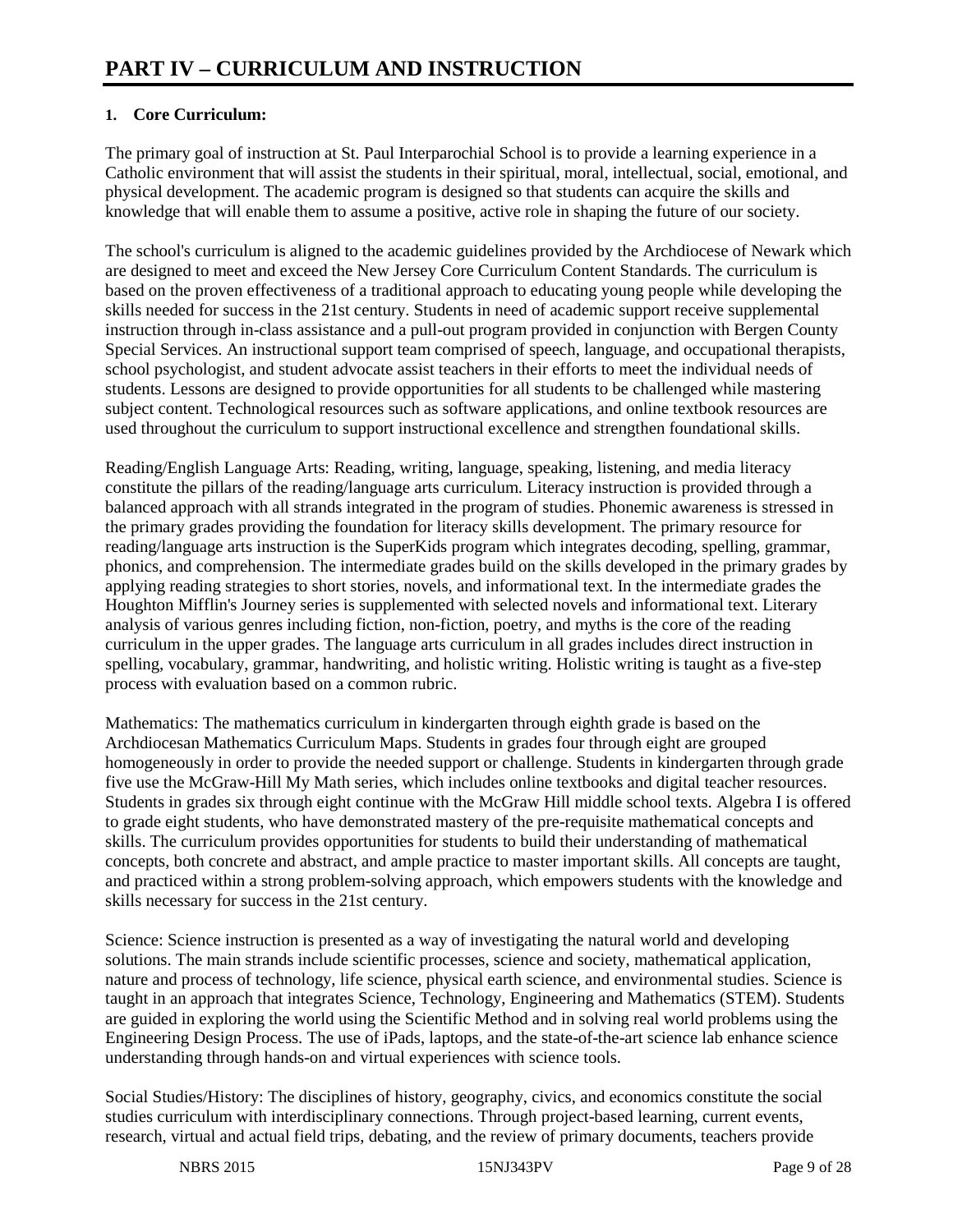# PART IV – CURRICULUM AND INSTRUCTION

## 1. Core Curriculum:

The primary goal of instruction at St. Paul Interparochial School is to provide a learning experience in a Catholic environment that will assist the students in their spiritual, moral, intellectual, social, emotional, and physical development. The academic program is designed so that students can acquire the skills and knowledge that will enable them to assume a positive, active role in shaping the future of our society.

The school's curriculum is aligned to the academic guidelines provided by the Archdiocese of Newark which are designed to meet and exceed the New Jersey Core Curriculum Content Standards. The curriculum is based on the proven effectiveness of a traditional approach to educating young people while developing the skills needed for success in the 21st century. Students in need of academic support receive supplemental instruction through in-class assistance and a pull-out program provided in conjunction with Bergen County Special Services. An instructional support team comprised of speech, language, and occupational therapists, school psychologist, and student advocate assist teachers in their efforts to meet the individual needs of students. Lessons are designed to provide opportunities for all students to be challenged while mastering subject content. Technological resources such as software applications, and online textbook resources are used throughout the curriculum to support instructional excellence and strengthen foundational skills.

Reading/English Language Arts: Reading, writing, language, speaking, listening, and media literacy constitute the pillars of the reading/language arts curriculum. Literacy instruction is provided through a balanced approach with all strands integrated in the program of studies. Phonemic awareness is stressed in the primary grades providing the foundation for literacy skills development. The primary resource for reading/language arts instruction is the SuperKids program which integrates decoding, spelling, grammar, phonics, and comprehension. The intermediate grades build on the skills developed in the primary grades by applying reading strategies to short stories, novels, and informational text. In the intermediate grades the Houghton Mifflin's Journey series is supplemented with selected novels and informational text. Literary analysis of various genres including fiction, non-fiction, poetry, and myths is the core of the reading curriculum in the upper grades. The language arts curriculum in all grades includes direct instruction in spelling, vocabulary, grammar, handwriting, and holistic writing. Holistic writing is taught as a five-step process with evaluation based on a common rubric.

Mathematics: The mathematics curriculum in kindergarten through eighth grade is based on the Archdiocesan Mathematics Curriculum Maps. Students in grades four through eight are grouped homogeneously in order to provide the needed support or challenge. Students in kindergarten through grade five use the McGraw-Hill My Math series, which includes online textbooks and digital teacher resources. Students in grades six through eight continue with the McGraw Hill middle school texts. Algebra I is offered to grade eight students, who have demonstrated mastery of the pre-requisite mathematical concepts and skills. The curriculum provides opportunities for students to build their understanding of mathematical concepts, both concrete and abstract, and ample practice to master important skills. All concepts are taught, and practiced within a strong problem-solving approach, which empowers students with the knowledge and skills necessary for success in the 21st century.

Science: Science instruction is presented as a way of investigating the natural world and developing solutions. The main strands include scientific processes, science and society, mathematical application, nature and process of technology, life science, physical earth science, and environmental studies. Science is taught in an approach that integrates Science, Technology, Engineering and Mathematics (STEM). Students are guided in exploring the world using the Scientific Method and in solving real world problems using the Engineering Design Process. The use of iPads, laptops, and the state-of-the-art science lab enhance science understanding through hands-on and virtual experiences with science tools.

Social Studies/History: The disciplines of history, geography, civics, and economics constitute the social studies curriculum with interdisciplinary connections. Through project-based learning, current events, research, virtual and actual field trips, debating, and the review of primary documents, teachers provide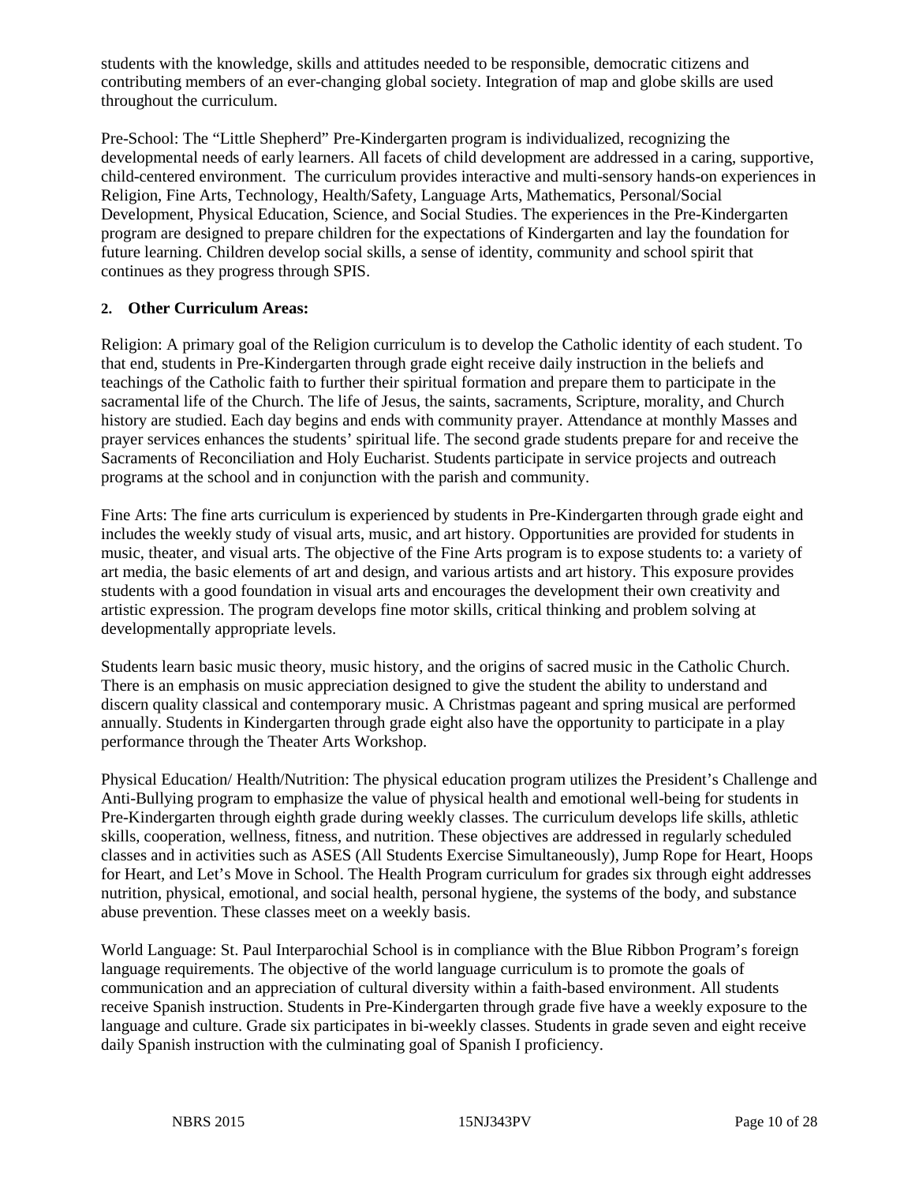students with the knowledge, skills and attitudes needed to be responsible, democratic citizens and contributing members of an ever-changing global society. Integration of map and globe skills are used throughout the curriculum.

Pre-School: The "Little Shepherd" Pre-Kindergarten program is individualized, recognizing the developmental needs of early learners. All facets of child development are addressed in a caring, supportive, child-centered environment. The curriculum provides interactive and multi-sensory hands-on experiences in Religion, Fine Arts, Technology, Health/Safety, Language Arts, Mathematics, Personal/Social Development, Physical Education, Science, and Social Studies. The experiences in the Pre-Kindergarten program are designed to prepare children for the expectations of Kindergarten and lay the foundation for future learning. Children develop social skills, a sense of identity, community and school spirit that continues as they progress through SPIS.

**2. Other Curriculum Areas:**

Religion: A primary goal of the Religion curriculum is to develop the Catholic identity of each student. To that end, students in Pre-Kindergarten through grade eight receive daily instruction in the beliefs and teachings of the Catholic faith to further their spiritual formation and prepare them to participate in the sacramental life of the Church. The life of Jesus, the saints, sacraments, Scripture, morality, and Church history are studied. Each day begins and ends with community prayer. Attendance at monthly Masses and prayer services enhances the students' spiritual life. The second grade students prepare for and receive the Sacraments of Reconciliation and Holy Eucharist. Students participate in service projects and outreach programs at the school and in conjunction with the parish and community.

Fine Arts: The fine arts curriculum is experienced by students in Pre-Kindergarten through grade eight and includes the weekly study of visual arts, music, and art history. Opportunities are provided for students in music, theater, and visual arts. The objective of the Fine Arts program is to expose students to: a variety of art media, the basic elements of art and design, and various artists and art history. This exposure provides students with a good foundation in visual arts and encourages the development their own creativity and artistic expression. The program develops fine motor skills, critical thinking and problem solving at developmentally appropriate levels.

Students learn basic music theory, music history, and the origins of sacred music in the Catholic Church. There is an emphasis on music appreciation designed to give the student the ability to understand and discern quality classical and contemporary music. A Christmas pageant and spring musical are performed annually. Students in Kindergarten through grade eight also have the opportunity to participate in a play performance through the Theater Arts Workshop.

Physical Education/ Health/Nutrition: The physical education program utilizes the President's Challenge and Anti-Bullying program to emphasize the value of physical health and emotional well-being for students in Pre-Kindergarten through eighth grade during weekly classes. The curriculum develops life skills, athletic skills, cooperation, wellness, fitness, and nutrition. These objectives are addressed in regularly scheduled classes and in activities such as ASES (All Students Exercise Simultaneously), Jump Rope for Heart, Hoops for Heart, and Let's Move in School. The Health Program curriculum for grades six through eight addresses nutrition, physical, emotional, and social health, personal hygiene, the systems of the body, and substance abuse prevention. These classes meet on a weekly basis.

World Language: St. Paul Interparochial School is in compliance with the Blue Ribbon Program's foreign language requirements. The objective of the world language curriculum is to promote the goals of communication and an appreciation of cultural diversity within a faith-based environment. All students receive Spanish instruction. Students in Pre-Kindergarten through grade five have a weekly exposure to the language and culture. Grade six participates in bi-weekly classes. Students in grade seven and eight receive daily Spanish instruction with the culminating goal of Spanish I proficiency.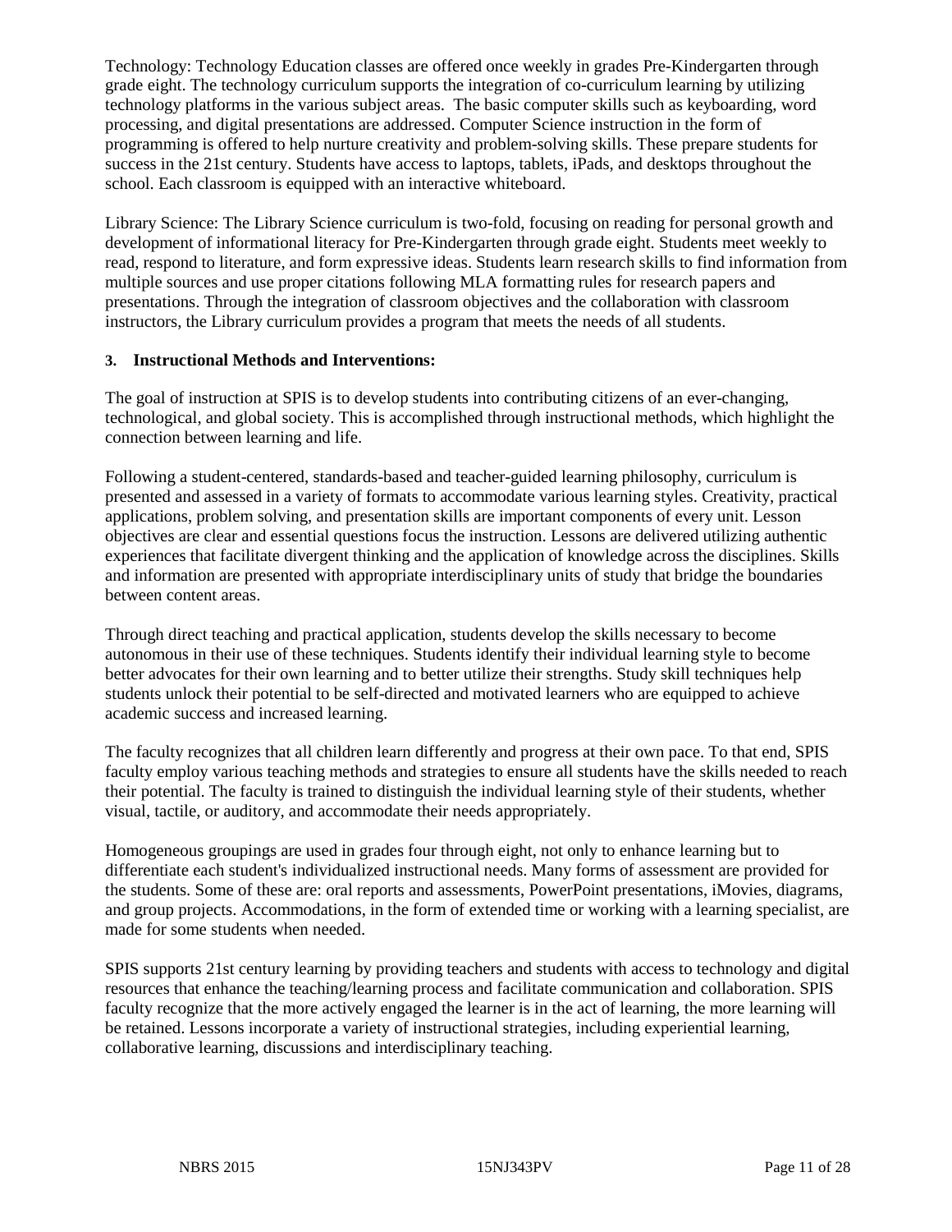Technology: Technology Education classes are offered once weekly in grades Pre-Kindergarten through grade eight. The technology curriculum supports the integration of co-curriculum learning by utilizing technology platforms in the various subject areas.  The basic computer skills such as keyboarding, word processing, and digital presentations are addressed. Computer Science instruction in the form of programming is offered to help nurture creativity and problem-solving skills. These prepare students for success in the 21st century. Students have access to laptops, tablets, iPads, and desktops throughout the school. Each classroom is equipped with an interactive whiteboard.

Library Science: The Library Science curriculum is two-fold, focusing on reading for personal growth and development of informational literacy for Pre-Kindergarten through grade eight. Students meet weekly to read, respond to literature, and form expressive ideas. Students learn research skills to find information from multiple sources and use proper citations following MLA formatting rules for research papers and presentations. Through the integration of classroom objectives and the collaboration with classroom instructors, the Library curriculum provides a program that meets the needs of all students.

**3. Instructional Methods and Interventions:**

The goal of instruction at SPIS is to develop students into contributing citizens of an ever-changing, technological, and global society. This is accomplished through instructional methods, which highlight the connection between learning and life.

Following a student-centered, standards-based and teacher-guided learning philosophy, curriculum is presented and assessed in a variety of formats to accommodate various learning styles. Creativity, practical applications, problem solving, and presentation skills are important components of every unit. Lesson objectives are clear and essential questions focus the instruction. Lessons are delivered utilizing authentic experiences that facilitate divergent thinking and the application of knowledge across the disciplines. Skills and information are presented with appropriate interdisciplinary units of study that bridge the boundaries between content areas.

Through direct teaching and practical application, students develop the skills necessary to become autonomous in their use of these techniques. Students identify their individual learning style to become better advocates for their own learning and to better utilize their strengths. Study skill techniques help students unlock their potential to be self-directed and motivated learners who are equipped to achieve academic success and increased learning.

The faculty recognizes that all children learn differently and progress at their own pace. To that end, SPIS faculty employ various teaching methods and strategies to ensure all students have the skills needed to reach their potential. The faculty is trained to distinguish the individual learning style of their students, whether visual, tactile, or auditory, and accommodate their needs appropriately.

Homogeneous groupings are used in grades four through eight, not only to enhance learning but to differentiate each student's individualized instructional needs. Many forms of assessment are provided for the students. Some of these are: oral reports and assessments, PowerPoint presentations, iMovies, diagrams, and group projects. Accommodations, in the form of extended time or working with a learning specialist, are made for some students when needed.

SPIS supports 21st century learning by providing teachers and students with access to technology and digital resources that enhance the teaching/learning process and facilitate communication and collaboration. SPIS faculty recognize that the more actively engaged the learner is in the act of learning, the more learning will be retained. Lessons incorporate a variety of instructional strategies, including experiential learning, collaborative learning, discussions and interdisciplinary teaching.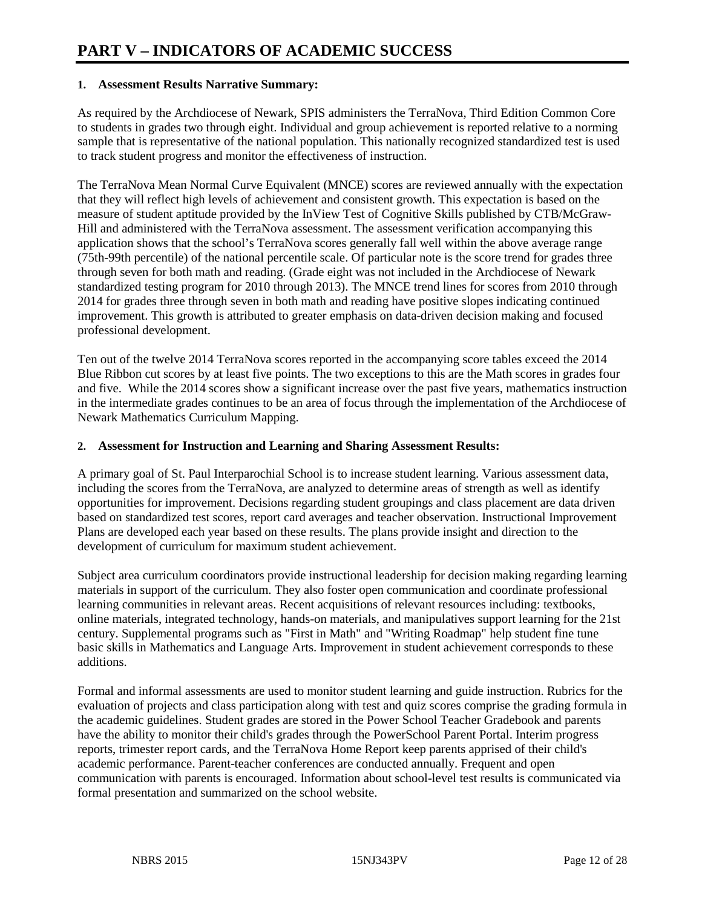# PART V – INDICATORS OF ACADEMIC SUCCESS

**1. Assessment Results Narrative Summary:**

As required by the Archdiocese of Newark, SPIS administers the TerraNova, Third Edition Common Core to students in grades two through eight. Individual and group achievement is reported relative to a norming sample that is representative of the national population. This nationally recognized standardized test is used to track student progress and monitor the effectiveness of instruction.

The TerraNova Mean Normal Curve Equivalent (MNCE) scores are reviewed annually with the expectation that they will reflect high levels of achievement and consistent growth. This expectation is based on the measure of student aptitude provided by the InView Test of Cognitive Skills published by CTB/McGraw-Hill and administered with the TerraNova assessment. The assessment verification accompanying this application shows that the school's TerraNova scores generally fall well within the above average range (75th-99th percentile) of the national percentile scale. Of particular note is the score trend for grades three through seven for both math and reading. (Grade eight was not included in the Archdiocese of Newark standardized testing program for 2010 through 2013). The MNCE trend lines for scores from 2010 through 2014 for grades three through seven in both math and reading have positive slopes indicating continued improvement. This growth is attributed to greater emphasis on data-driven decision making and focused professional development.

Ten out of the twelve 2014 TerraNova scores reported in the accompanying score tables exceed the 2014 Blue Ribbon cut scores by at least five points. The two exceptions to this are the Math scores in grades four and five. While the 2014 scores show a significant increase over the past five years, mathematics instruction in the intermediate grades continues to be an area of focus through the implementation of the Archdiocese of Newark Mathematics Curriculum Mapping.

**2. Assessment for Instruction and Learning and Sharing Assessment Results:**

A primary goal of St. Paul Interparochial School is to increase student learning. Various assessment data, including the scores from the TerraNova, are analyzed to determine areas of strength as well as identify opportunities for improvement. Decisions regarding student groupings and class placement are data driven based on standardized test scores, report card averages and teacher observation. Instructional Improvement Plans are developed each year based on these results. The plans provide insight and direction to the development of curriculum for maximum student achievement.

Subject area curriculum coordinators provide instructional leadership for decision making regarding learning materials in support of the curriculum. They also foster open communication and coordinate professional learning communities in relevant areas. Recent acquisitions of relevant resources including: textbooks, online materials, integrated technology, hands-on materials, and manipulatives support learning for the 21st century. Supplemental programs such as "First in Math" and "Writing Roadmap" help student fine tune basic skills in Mathematics and Language Arts. Improvement in student achievement corresponds to these additions.

Formal and informal assessments are used to monitor student learning and guide instruction. Rubrics for the evaluation of projects and class participation along with test and quiz scores comprise the grading formula in the academic guidelines. Student grades are stored in the Power School Teacher Gradebook and parents have the ability to monitor their child's grades through the PowerSchool Parent Portal. Interim progress reports, trimester report cards, and the TerraNova Home Report keep parents apprised of their child's academic performance. Parent-teacher conferences are conducted annually. Frequent and open communication with parents is encouraged. Information about school-level test results is communicated via formal presentation and summarized on the school website.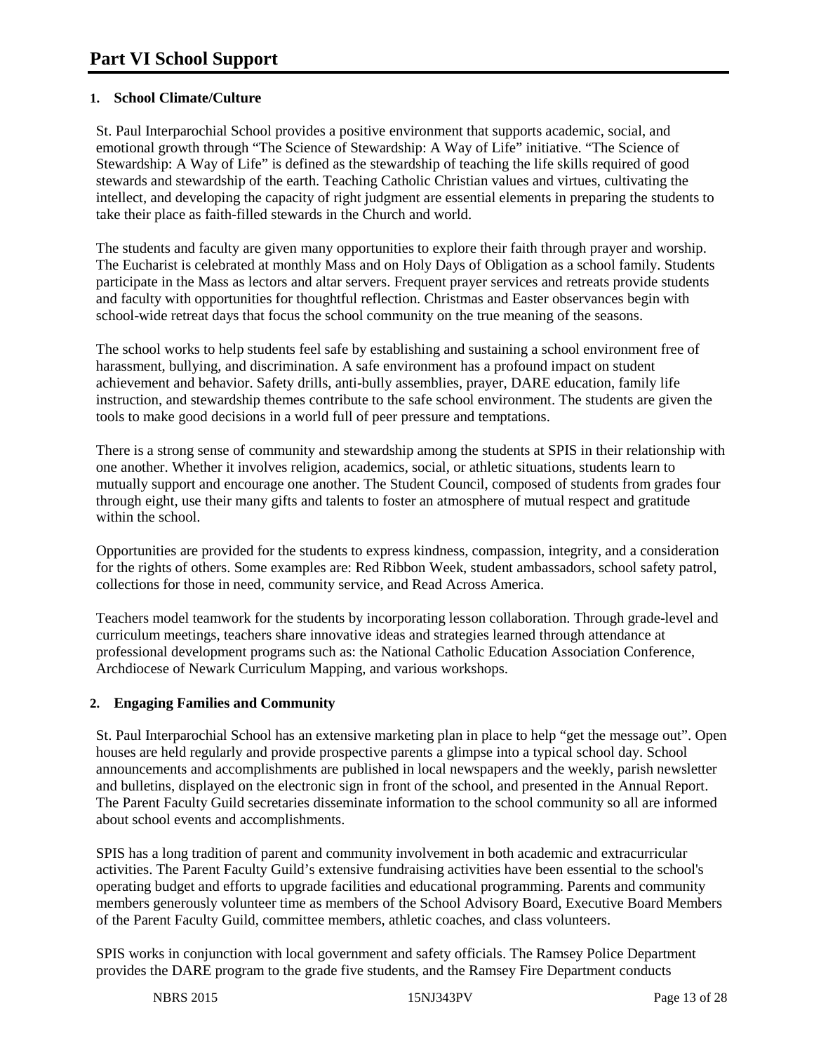# Part VI School Support

## 1. School Climate/Culture

St. Paul Interparochial School provides a positive environment that supports academic, social, and emotional growth through "The Science of Stewardship: A Way of Life" initiative. "The Science of Stewardship: A Way of Life" is defined as the stewardship of teaching the life skills required of good stewards and stewardship of the earth. Teaching Catholic Christian values and virtues, cultivating the intellect, and developing the capacity of right judgment are essential elements in preparing the students to take their place as faith-filled stewards in the Church and world.

The students and faculty are given many opportunities to explore their faith through prayer and worship. The Eucharist is celebrated at monthly Mass and on Holy Days of Obligation as a school family. Students participate in the Mass as lectors and altar servers. Frequent prayer services and retreats provide students and faculty with opportunities for thoughtful reflection. Christmas and Easter observances begin with school-wide retreat days that focus the school community on the true meaning of the seasons.

The school works to help students feel safe by establishing and sustaining a school environment free of harassment, bullying, and discrimination. A safe environment has a profound impact on student achievement and behavior. Safety drills, anti-bully assemblies, prayer, DARE education, family life instruction, and stewardship themes contribute to the safe school environment. The students are given the tools to make good decisions in a world full of peer pressure and temptations.

There is a strong sense of community and stewardship among the students at SPIS in their relationship with one another. Whether it involves religion, academics, social, or athletic situations, students learn to mutually support and encourage one another. The Student Council, composed of students from grades four through eight, use their many gifts and talents to foster an atmosphere of mutual respect and gratitude within the school.

Opportunities are provided for the students to express kindness, compassion, integrity, and a consideration for the rights of others. Some examples are: Red Ribbon Week, student ambassadors, school safety patrol, collections for those in need, community service, and Read Across America.

Teachers model teamwork for the students by incorporating lesson collaboration. Through grade-level and curriculum meetings, teachers share innovative ideas and strategies learned through attendance at professional development programs such as: the National Catholic Education Association Conference, Archdiocese of Newark Curriculum Mapping, and various workshops.

## 2. Engaging Families and Community

St. Paul Interparochial School has an extensive marketing plan in place to help "get the message out". Open houses are held regularly and provide prospective parents a glimpse into a typical school day. School announcements and accomplishments are published in local newspapers and the weekly, parish newsletter and bulletins, displayed on the electronic sign in front of the school, and presented in the Annual Report. The Parent Faculty Guild secretaries disseminate information to the school community so all are informed about school events and accomplishments.

SPIS has a long tradition of parent and community involvement in both academic and extracurricular activities. The Parent Faculty Guild's extensive fundraising activities have been essential to the school's operating budget and efforts to upgrade facilities and educational programming. Parents and community members generously volunteer time as members of the School Advisory Board, Executive Board Members of the Parent Faculty Guild, committee members, athletic coaches, and class volunteers.

SPIS works in conjunction with local government and safety officials. The Ramsey Police Department provides the DARE program to the grade five students, and the Ramsey Fire Department conducts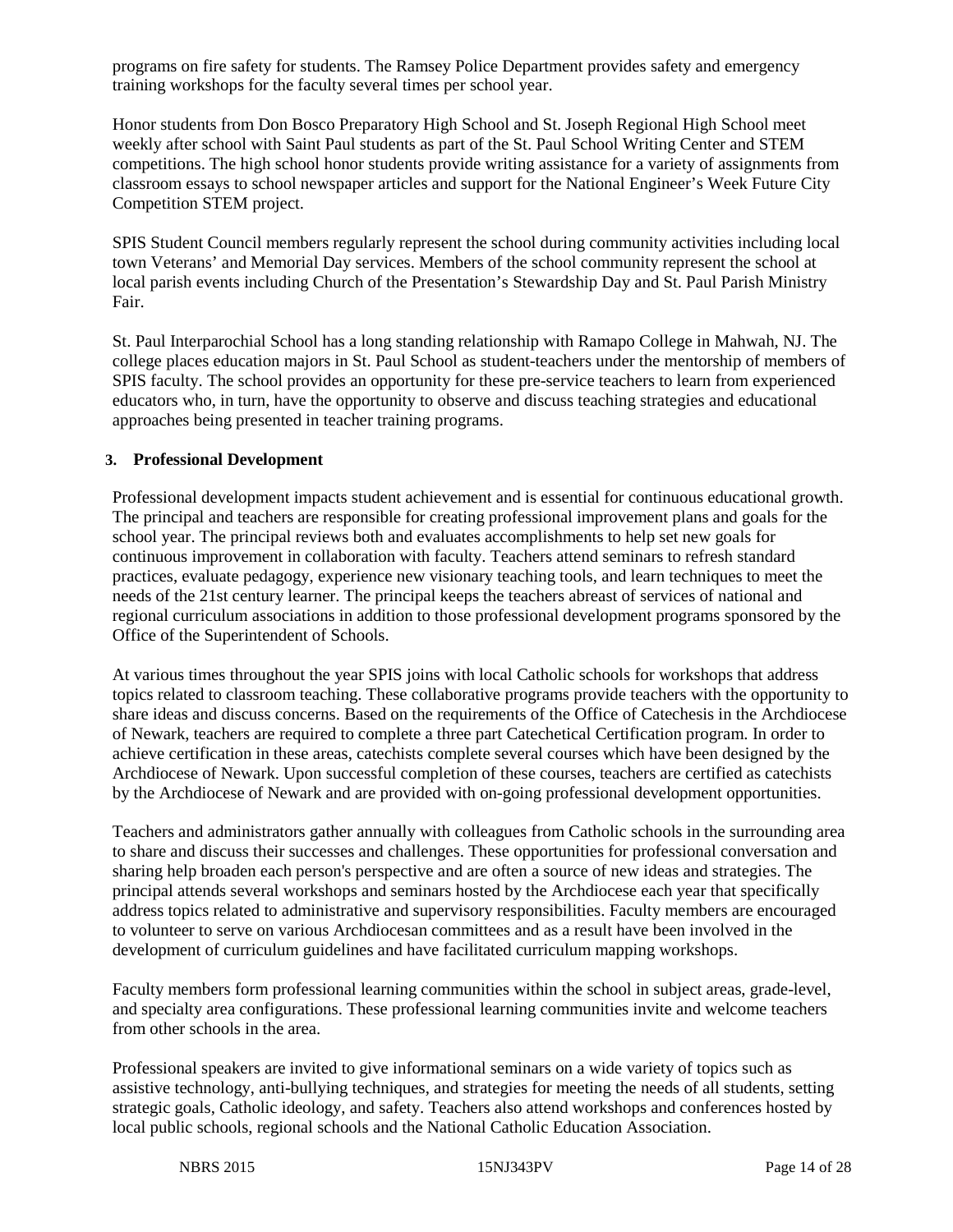programs on fire safety for students. The Ramsey Police Department provides safety and emergency training workshops for the faculty several times per school year.

Honor students from Don Bosco Preparatory High School and St. Joseph Regional High School meet weekly after school with Saint Paul students as part of the St. Paul School Writing Center and STEM competitions. The high school honor students provide writing assistance for a variety of assignments from classroom essays to school newspaper articles and support for the National Engineer's Week Future City Competition STEM project.

SPIS Student Council members regularly represent the school during community activities including local town Veterans' and Memorial Day services. Members of the school community represent the school at local parish events including Church of the Presentation's Stewardship Day and St. Paul Parish Ministry Fair.

St. Paul Interparochial School has a long standing relationship with Ramapo College in Mahwah, NJ. The college places education majors in St. Paul School as student-teachers under the mentorship of members of SPIS faculty. The school provides an opportunity for these pre-service teachers to learn from experienced educators who, in turn, have the opportunity to observe and discuss teaching strategies and educational approaches being presented in teacher training programs.

### 3. Professional Development

Professional development impacts student achievement and is essential for continuous educational growth. The principal and teachers are responsible for creating professional improvement plans and goals for the school year. The principal reviews both and evaluates accomplishments to help set new goals for continuous improvement in collaboration with faculty. Teachers attend seminars to refresh standard practices, evaluate pedagogy, experience new visionary teaching tools, and learn techniques to meet the needs of the 21st century learner. The principal keeps the teachers abreast of services of national and regional curriculum associations in addition to those professional development programs sponsored by the Office of the Superintendent of Schools.

At various times throughout the year SPIS joins with local Catholic schools for workshops that address topics related to classroom teaching. These collaborative programs provide teachers with the opportunity to share ideas and discuss concerns. Based on the requirements of the Office of Catechesis in the Archdiocese of Newark, teachers are required to complete a three part Catechetical Certification program. In order to achieve certification in these areas, catechists complete several courses which have been designed by the Archdiocese of Newark. Upon successful completion of these courses, teachers are certified as catechists by the Archdiocese of Newark and are provided with on-going professional development opportunities.

Teachers and administrators gather annually with colleagues from Catholic schools in the surrounding area to share and discuss their successes and challenges. These opportunities for professional conversation and sharing help broaden each person's perspective and are often a source of new ideas and strategies. The principal attends several workshops and seminars hosted by the Archdiocese each year that specifically address topics related to administrative and supervisory responsibilities. Faculty members are encouraged to volunteer to serve on various Archdiocesan committees and as a result have been involved in the development of curriculum guidelines and have facilitated curriculum mapping workshops.

Faculty members form professional learning communities within the school in subject areas, grade-level, and specialty area configurations. These professional learning communities invite and welcome teachers from other schools in the area.

Professional speakers are invited to give informational seminars on a wide variety of topics such as assistive technology, anti-bullying techniques, and strategies for meeting the needs of all students, setting strategic goals, Catholic ideology, and safety. Teachers also attend workshops and conferences hosted by local public schools, regional schools and the National Catholic Education Association.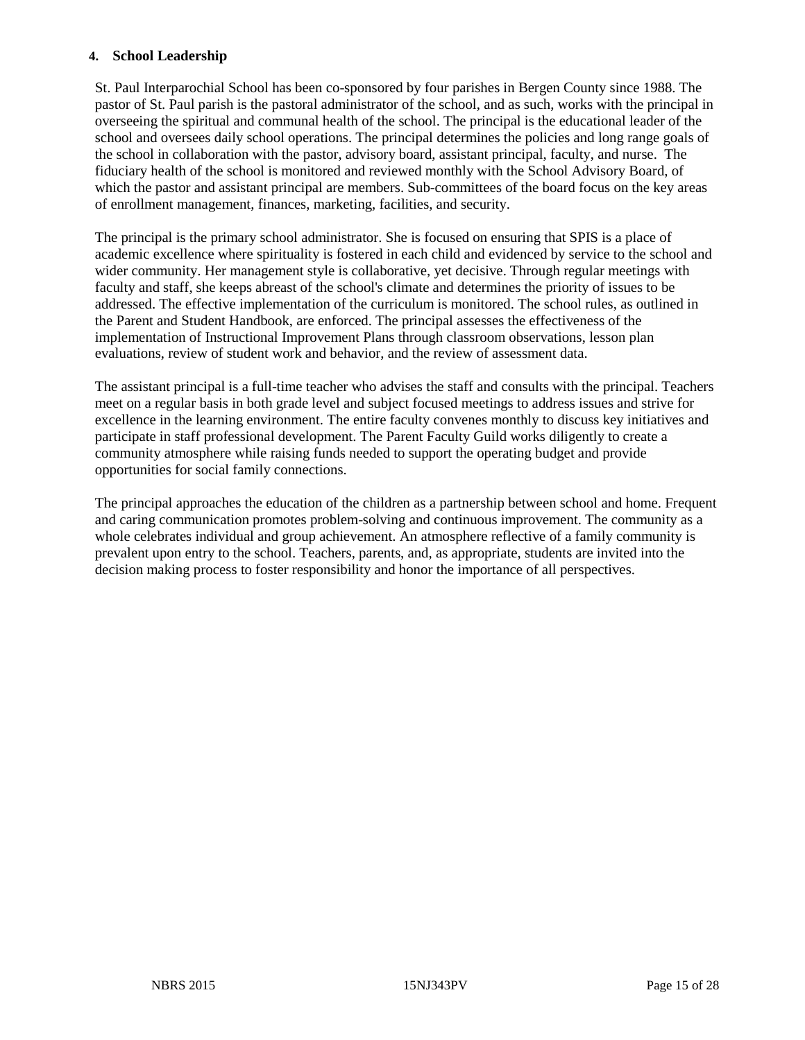#### 4. School Leadership

St. Paul Interparochial School has been co-sponsored by four parishes in Bergen County since 1988. The pastor of St. Paul parish is the pastoral administrator of the school, and as such, works with the principal in overseeing the spiritual and communal health of the school. The principal is the educational leader of the school and oversees daily school operations. The principal determines the policies and long range goals of the school in collaboration with the pastor, advisory board, assistant principal, faculty, and nurse. The fiduciary health of the school is monitored and reviewed monthly with the School Advisory Board, of which the pastor and assistant principal are members. Sub-committees of the board focus on the key areas of enrollment management, finances, marketing, facilities, and security.

The principal is the primary school administrator. She is focused on ensuring that SPIS is a place of academic excellence where spirituality is fostered in each child and evidenced by service to the school and wider community. Her management style is collaborative, yet decisive. Through regular meetings with faculty and staff, she keeps abreast of the school's climate and determines the priority of issues to be addressed. The effective implementation of the curriculum is monitored. The school rules, as outlined in the Parent and Student Handbook, are enforced. The principal assesses the effectiveness of the implementation of Instructional Improvement Plans through classroom observations, lesson plan evaluations, review of student work and behavior, and the review of assessment data.

The assistant principal is a full-time teacher who advises the staff and consults with the principal. Teachers meet on a regular basis in both grade level and subject focused meetings to address issues and strive for excellence in the learning environment. The entire faculty convenes monthly to discuss key initiatives and participate in staff professional development. The Parent Faculty Guild works diligently to create a community atmosphere while raising funds needed to support the operating budget and provide opportunities for social family connections.

The principal approaches the education of the children as a partnership between school and home. Frequent and caring communication promotes problem-solving and continuous improvement. The community as a whole celebrates individual and group achievement. An atmosphere reflective of a family community is prevalent upon entry to the school. Teachers, parents, and, as appropriate, students are invited into the decision making process to foster responsibility and honor the importance of all perspectives.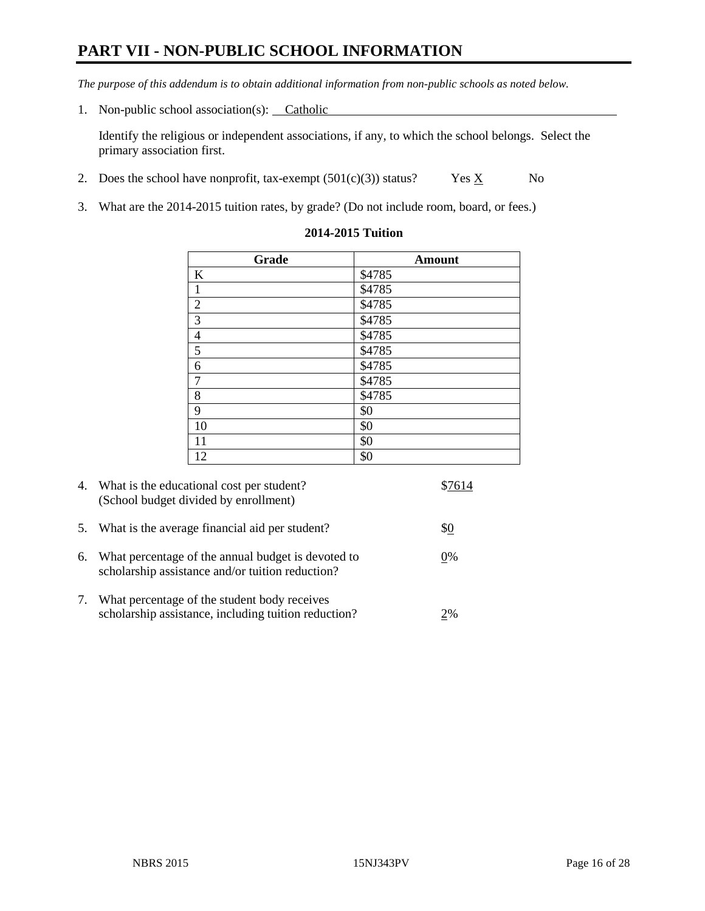# PART VII - NON-PUBLIC SCHOOL INFORMATION

*The purpose of this addendum is to obtain additional information from non-public schools as noted below.*

1. Non-public school association(s): Catholic

   Identify the religious or independent associations, if any, to which the school belongs. Select the primary association first.

2. Does the school have nonprofit, tax-exempt (501(c)(3)) status? Yes X No

3. What are the 2014-2015 tuition rates, by grade? (Do not include room, board, or fees.)

**2014-2015 Tuition**

| Grade | Amount |
|---|---|
| K | $4785 |
| 1 | $4785 |
| 2 | $4785 |
| 3 | $4785 |
| 4 | $4785 |
| 5 | $4785 |
| 6 | $4785 |
| 7 | $4785 |
| 8 | $4785 |
| 9 | $0 |
| 10 | $0 |
| 11 | $0 |
| 12 | $0 |

4. What is the educational cost per student? (School budget divided by enrollment) $7614

5. What is the average financial aid per student? $0

6. What percentage of the annual budget is devoted to scholarship assistance and/or tuition reduction? 0%

7. What percentage of the student body receives scholarship assistance, including tuition reduction? 2%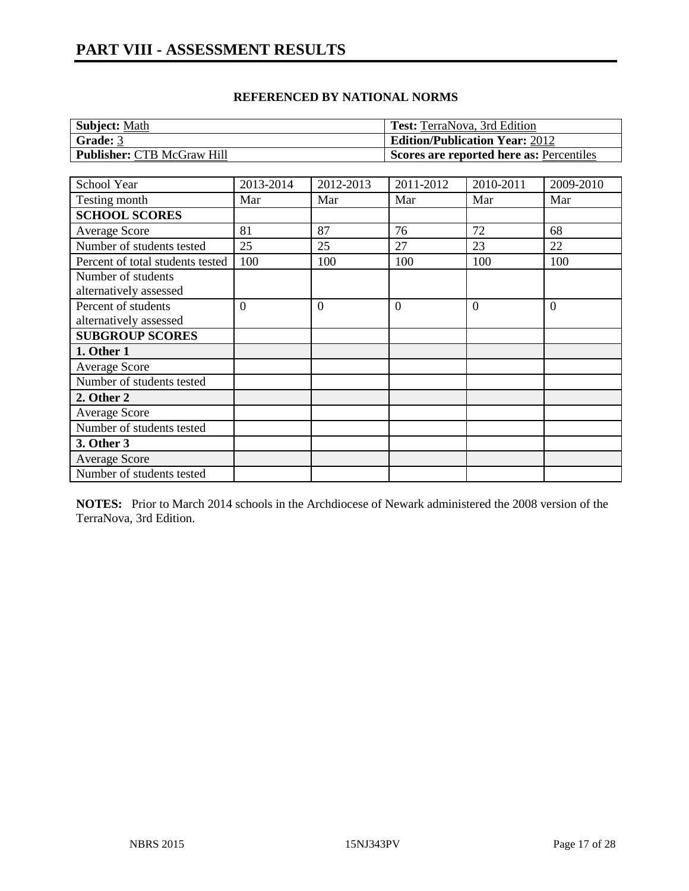# PART VIII - ASSESSMENT RESULTS

### REFERENCED BY NATIONAL NORMS

| **Subject:** Math | **Test:** TerraNova, 3rd Edition |
|---|---|
| **Grade:** 3 | **Edition/Publication Year:** 2012 |
| **Publisher:** CTB McGraw Hill | **Scores are reported here as:** Percentiles |

| School Year | 2013-2014 | 2012-2013 | 2011-2012 | 2010-2011 | 2009-2010 |
|---|---|---|---|---|---|
| Testing month | Mar | Mar | Mar | Mar | Mar |
| **SCHOOL SCORES** | | | | | |
| Average Score | 81 | 87 | 76 | 72 | 68 |
| Number of students tested | 25 | 25 | 27 | 23 | 22 |
| Percent of total students tested | 100 | 100 | 100 | 100 | 100 |
| Number of students alternatively assessed | | | | | |
| Percent of students alternatively assessed | 0 | 0 | 0 | 0 | 0 |
| **SUBGROUP SCORES** | | | | | |
| **1. Other 1** | | | | | |
| Average Score | | | | | |
| Number of students tested | | | | | |
| **2. Other 2** | | | | | |
| Average Score | | | | | |
| Number of students tested | | | | | |
| **3. Other 3** | | | | | |
| Average Score | | | | | |
| Number of students tested | | | | | |

**NOTES:** Prior to March 2014 schools in the Archdiocese of Newark administered the 2008 version of the TerraNova, 3rd Edition.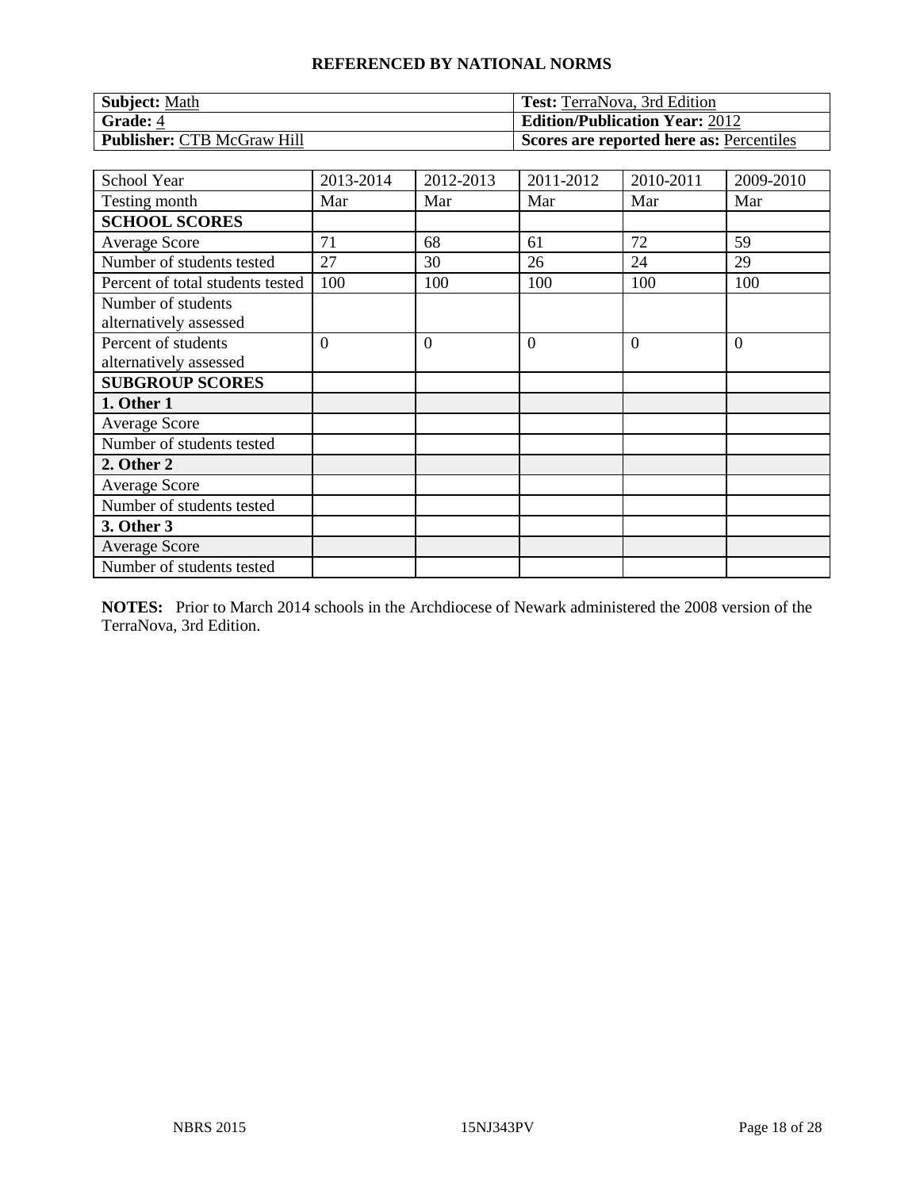## REFERENCED BY NATIONAL NORMS

| **Subject:** Math | **Test:** TerraNova, 3rd Edition |
|---|---|
| **Grade:** 4 | **Edition/Publication Year:** 2012 |
| **Publisher:** CTB McGraw Hill | **Scores are reported here as:** Percentiles |

| School Year | 2013-2014 | 2012-2013 | 2011-2012 | 2010-2011 | 2009-2010 |
|---|---|---|---|---|---|
| Testing month | Mar | Mar | Mar | Mar | Mar |
| **SCHOOL SCORES** | | | | | |
| Average Score | 71 | 68 | 61 | 72 | 59 |
| Number of students tested | 27 | 30 | 26 | 24 | 29 |
| Percent of total students tested | 100 | 100 | 100 | 100 | 100 |
| Number of students alternatively assessed | | | | | |
| Percent of students alternatively assessed | 0 | 0 | 0 | 0 | 0 |
| **SUBGROUP SCORES** | | | | | |
| **1. Other 1** | | | | | |
| Average Score | | | | | |
| Number of students tested | | | | | |
| **2. Other 2** | | | | | |
| Average Score | | | | | |
| Number of students tested | | | | | |
| **3. Other 3** | | | | | |
| Average Score | | | | | |
| Number of students tested | | | | | |

**NOTES:** Prior to March 2014 schools in the Archdiocese of Newark administered the 2008 version of the TerraNova, 3rd Edition.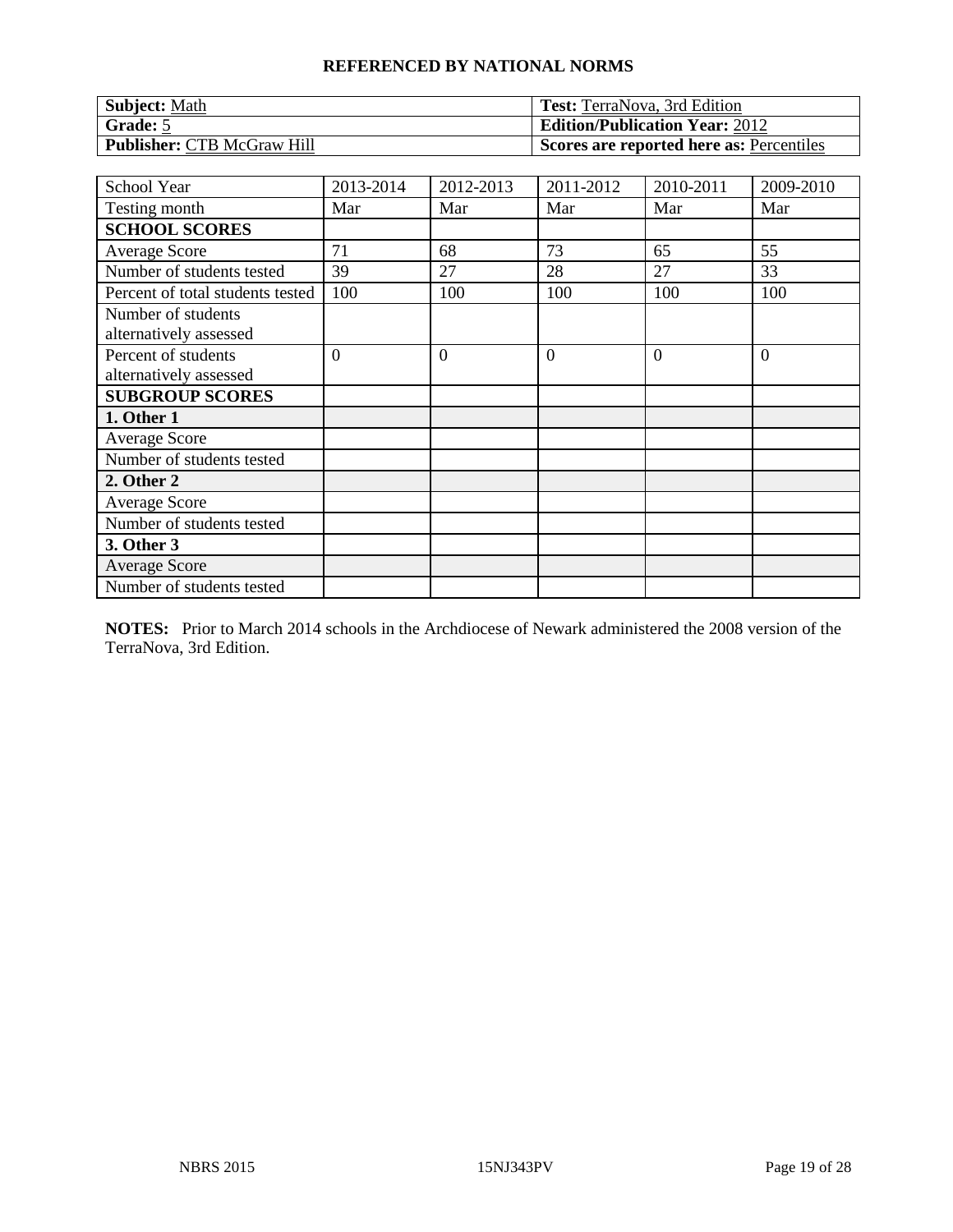**REFERENCED BY NATIONAL NORMS**

| **Subject:** Math | **Test:** TerraNova, 3rd Edition |
|---|---|
| **Grade:** 5 | **Edition/Publication Year:** 2012 |
| **Publisher:** CTB McGraw Hill | **Scores are reported here as:** Percentiles |

| School Year | 2013-2014 | 2012-2013 | 2011-2012 | 2010-2011 | 2009-2010 |
|---|---|---|---|---|---|
| Testing month | Mar | Mar | Mar | Mar | Mar |
| **SCHOOL SCORES** | | | | | |
| Average Score | 71 | 68 | 73 | 65 | 55 |
| Number of students tested | 39 | 27 | 28 | 27 | 33 |
| Percent of total students tested | 100 | 100 | 100 | 100 | 100 |
| Number of students alternatively assessed | | | | | |
| Percent of students alternatively assessed | 0 | 0 | 0 | 0 | 0 |
| **SUBGROUP SCORES** | | | | | |
| **1. Other 1** | | | | | |
| Average Score | | | | | |
| Number of students tested | | | | | |
| **2. Other 2** | | | | | |
| Average Score | | | | | |
| Number of students tested | | | | | |
| **3. Other 3** | | | | | |
| Average Score | | | | | |
| Number of students tested | | | | | |

**NOTES:** Prior to March 2014 schools in the Archdiocese of Newark administered the 2008 version of the TerraNova, 3rd Edition.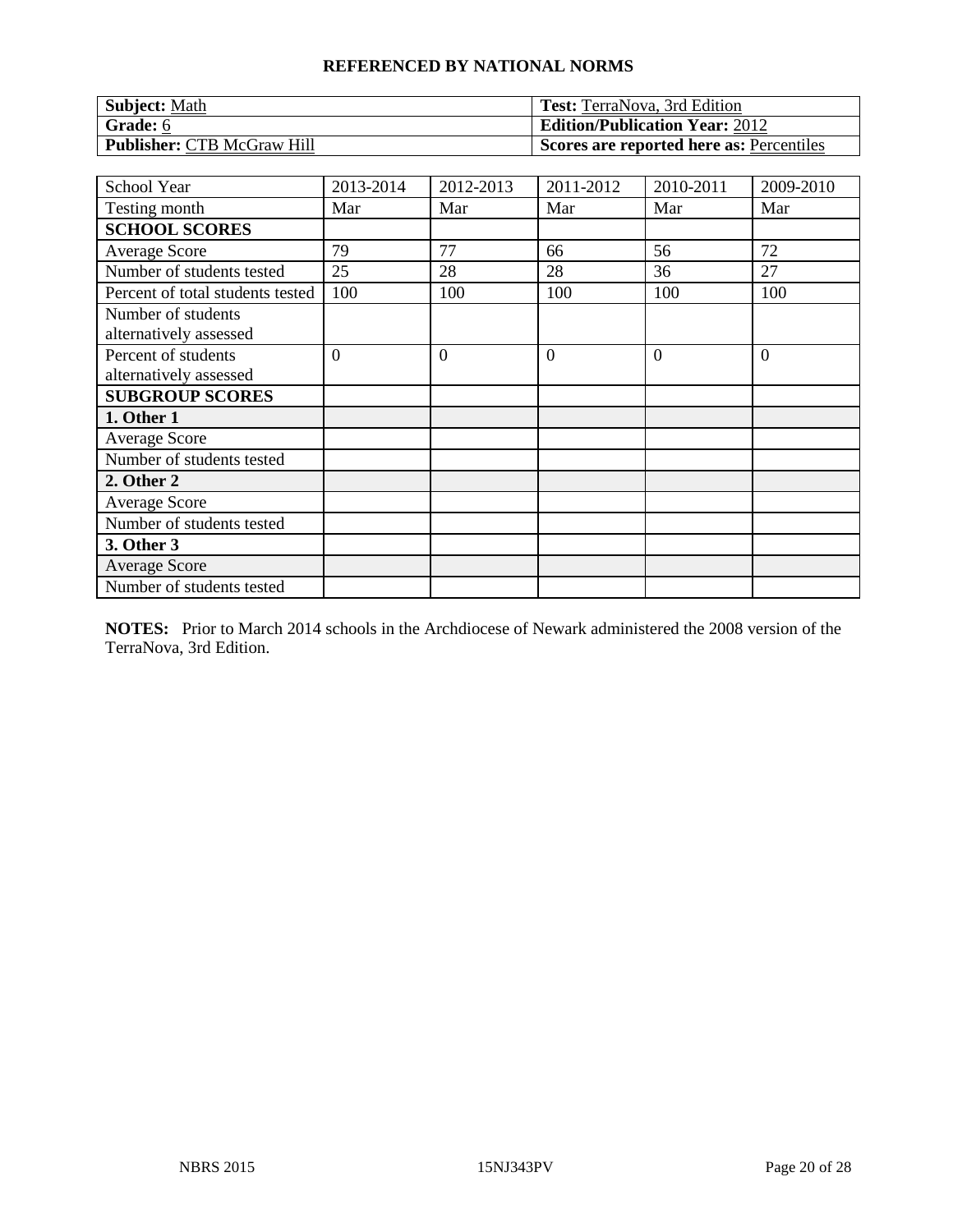**REFERENCED BY NATIONAL NORMS**

| **Subject:** Math | **Test:** TerraNova, 3rd Edition |
|---|---|
| **Grade:** 6 | **Edition/Publication Year:** 2012 |
| **Publisher:** CTB McGraw Hill | **Scores are reported here as:** Percentiles |

| School Year | 2013-2014 | 2012-2013 | 2011-2012 | 2010-2011 | 2009-2010 |
|---|---|---|---|---|---|
| Testing month | Mar | Mar | Mar | Mar | Mar |
| **SCHOOL SCORES** | | | | | |
| Average Score | 79 | 77 | 66 | 56 | 72 |
| Number of students tested | 25 | 28 | 28 | 36 | 27 |
| Percent of total students tested | 100 | 100 | 100 | 100 | 100 |
| Number of students alternatively assessed | | | | | |
| Percent of students alternatively assessed | 0 | 0 | 0 | 0 | 0 |
| **SUBGROUP SCORES** | | | | | |
| **1. Other 1** | | | | | |
| Average Score | | | | | |
| Number of students tested | | | | | |
| **2. Other 2** | | | | | |
| Average Score | | | | | |
| Number of students tested | | | | | |
| **3. Other 3** | | | | | |
| Average Score | | | | | |
| Number of students tested | | | | | |

**NOTES:** Prior to March 2014 schools in the Archdiocese of Newark administered the 2008 version of the TerraNova, 3rd Edition.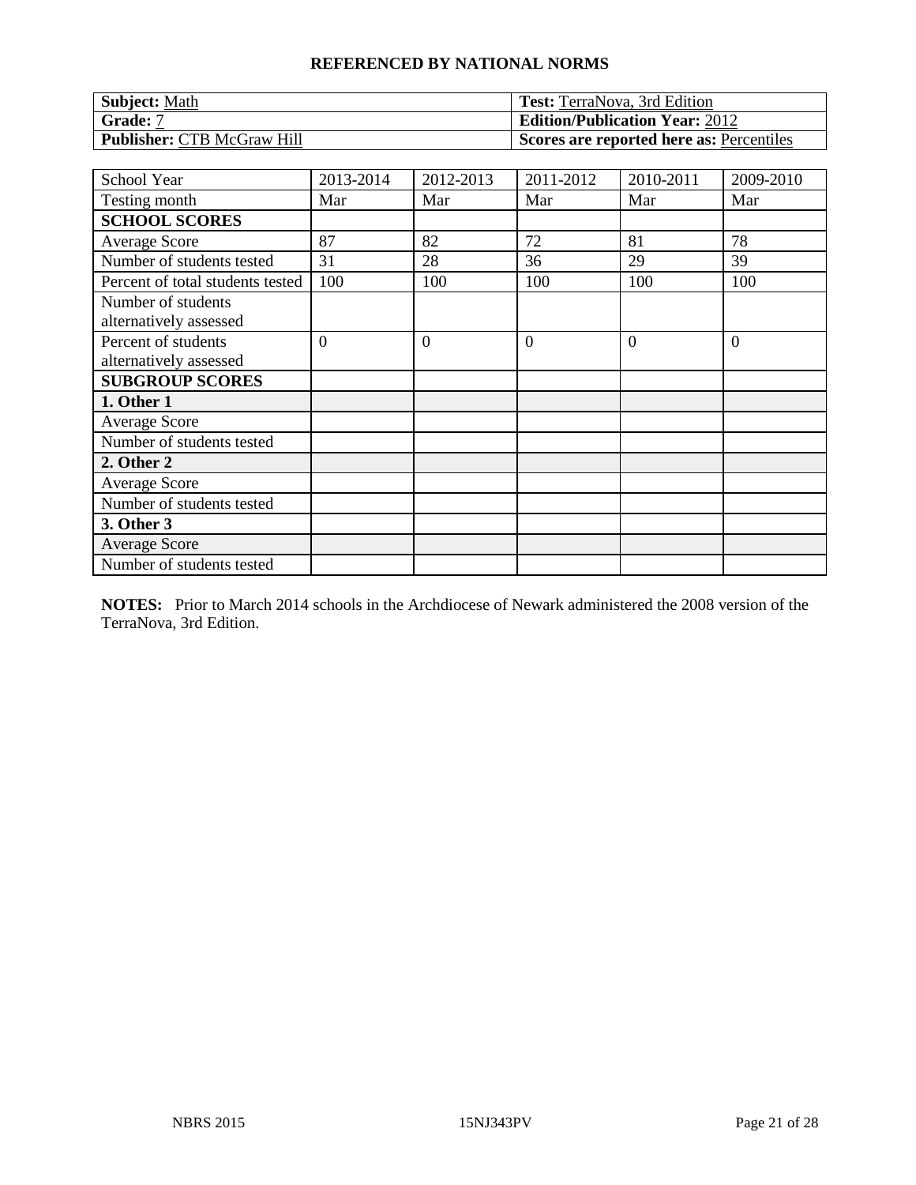**REFERENCED BY NATIONAL NORMS**

| **Subject:** Math | **Test:** TerraNova, 3rd Edition |
|---|---|
| **Grade:** 7 | **Edition/Publication Year:** 2012 |
| **Publisher:** CTB McGraw Hill | **Scores are reported here as:** Percentiles |

| School Year | 2013-2014 | 2012-2013 | 2011-2012 | 2010-2011 | 2009-2010 |
|---|---|---|---|---|---|
| Testing month | Mar | Mar | Mar | Mar | Mar |
| **SCHOOL SCORES** | | | | | |
| Average Score | 87 | 82 | 72 | 81 | 78 |
| Number of students tested | 31 | 28 | 36 | 29 | 39 |
| Percent of total students tested | 100 | 100 | 100 | 100 | 100 |
| Number of students alternatively assessed | | | | | |
| Percent of students alternatively assessed | 0 | 0 | 0 | 0 | 0 |
| **SUBGROUP SCORES** | | | | | |
| **1. Other 1** | | | | | |
| Average Score | | | | | |
| Number of students tested | | | | | |
| **2. Other 2** | | | | | |
| Average Score | | | | | |
| Number of students tested | | | | | |
| **3. Other 3** | | | | | |
| Average Score | | | | | |
| Number of students tested | | | | | |

**NOTES:** Prior to March 2014 schools in the Archdiocese of Newark administered the 2008 version of the TerraNova, 3rd Edition.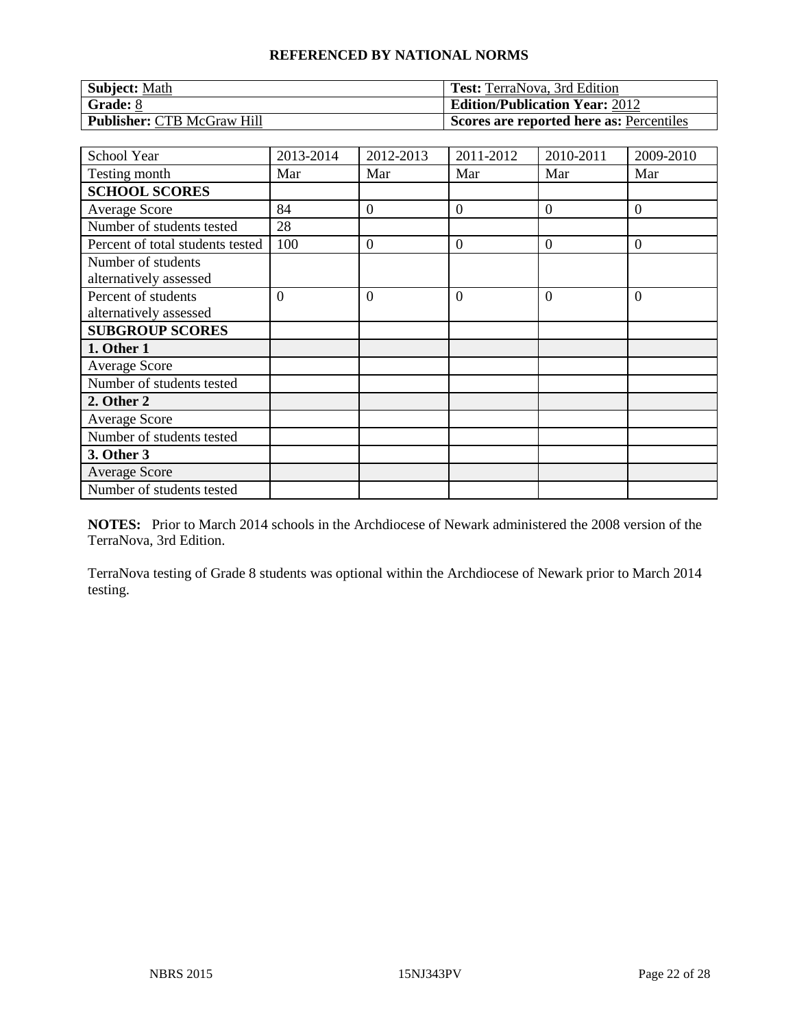**REFERENCED BY NATIONAL NORMS**

| **Subject:** Math | **Test:** TerraNova, 3rd Edition |
|---|---|
| **Grade:** 8 | **Edition/Publication Year:** 2012 |
| **Publisher:** CTB McGraw Hill | **Scores are reported here as:** Percentiles |

| School Year | 2013-2014 | 2012-2013 | 2011-2012 | 2010-2011 | 2009-2010 |
|---|---|---|---|---|---|
| Testing month | Mar | Mar | Mar | Mar | Mar |
| **SCHOOL SCORES** | | | | | |
| Average Score | 84 | 0 | 0 | 0 | 0 |
| Number of students tested | 28 | | | | |
| Percent of total students tested | 100 | 0 | 0 | 0 | 0 |
| Number of students alternatively assessed | | | | | |
| Percent of students alternatively assessed | 0 | 0 | 0 | 0 | 0 |
| **SUBGROUP SCORES** | | | | | |
| **1. Other 1** | | | | | |
| Average Score | | | | | |
| Number of students tested | | | | | |
| **2. Other 2** | | | | | |
| Average Score | | | | | |
| Number of students tested | | | | | |
| **3. Other 3** | | | | | |
| Average Score | | | | | |
| Number of students tested | | | | | |

**NOTES:** Prior to March 2014 schools in the Archdiocese of Newark administered the 2008 version of the TerraNova, 3rd Edition.

TerraNova testing of Grade 8 students was optional within the Archdiocese of Newark prior to March 2014 testing.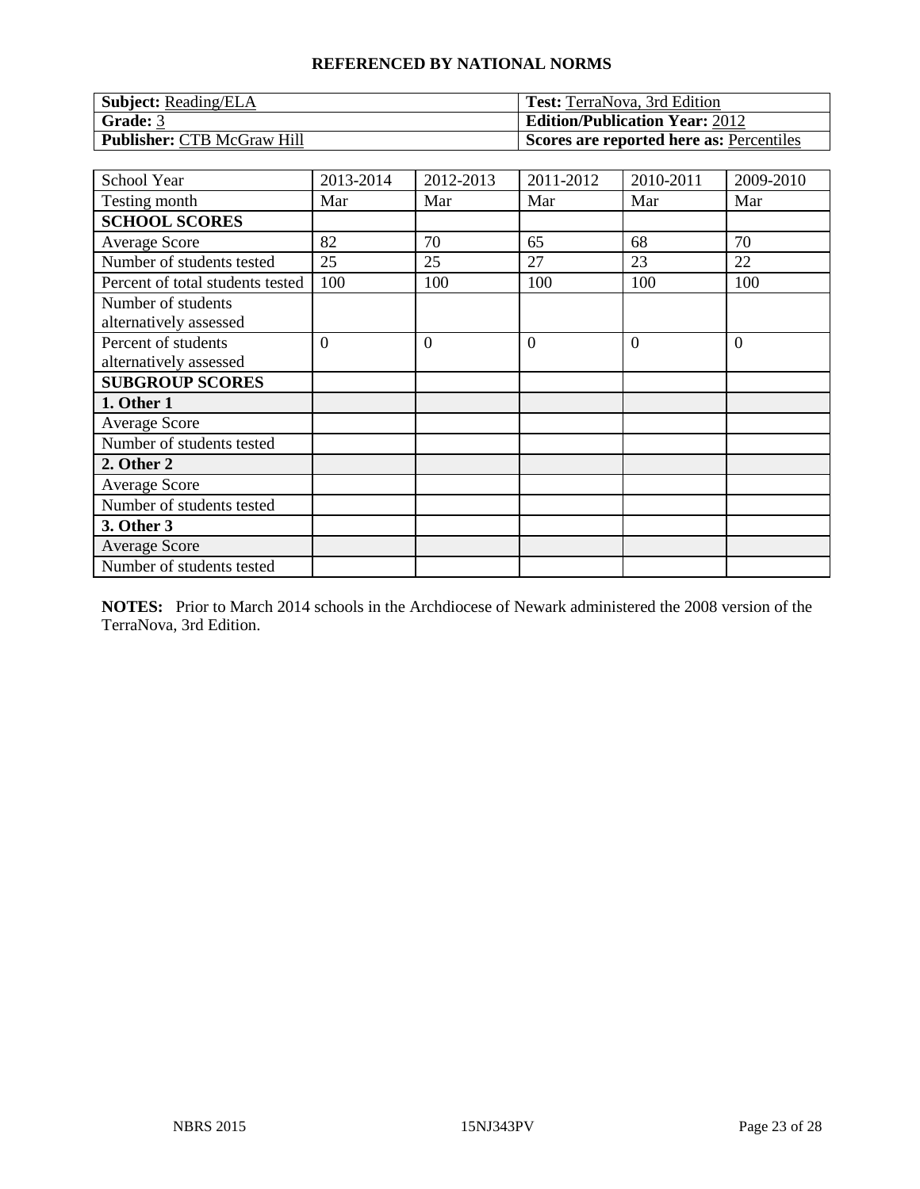**REFERENCED BY NATIONAL NORMS**

| **Subject:** Reading/ELA | **Test:** TerraNova, 3rd Edition |
|---|---|
| **Grade:** 3 | **Edition/Publication Year:** 2012 |
| **Publisher:** CTB McGraw Hill | **Scores are reported here as:** Percentiles |

| School Year | 2013-2014 | 2012-2013 | 2011-2012 | 2010-2011 | 2009-2010 |
|---|---|---|---|---|---|
| Testing month | Mar | Mar | Mar | Mar | Mar |
| **SCHOOL SCORES** | | | | | |
| Average Score | 82 | 70 | 65 | 68 | 70 |
| Number of students tested | 25 | 25 | 27 | 23 | 22 |
| Percent of total students tested | 100 | 100 | 100 | 100 | 100 |
| Number of students alternatively assessed | | | | | |
| Percent of students alternatively assessed | 0 | 0 | 0 | 0 | 0 |
| **SUBGROUP SCORES** | | | | | |
| **1. Other 1** | | | | | |
| Average Score | | | | | |
| Number of students tested | | | | | |
| **2. Other 2** | | | | | |
| Average Score | | | | | |
| Number of students tested | | | | | |
| **3. Other 3** | | | | | |
| Average Score | | | | | |
| Number of students tested | | | | | |

**NOTES:** Prior to March 2014 schools in the Archdiocese of Newark administered the 2008 version of the TerraNova, 3rd Edition.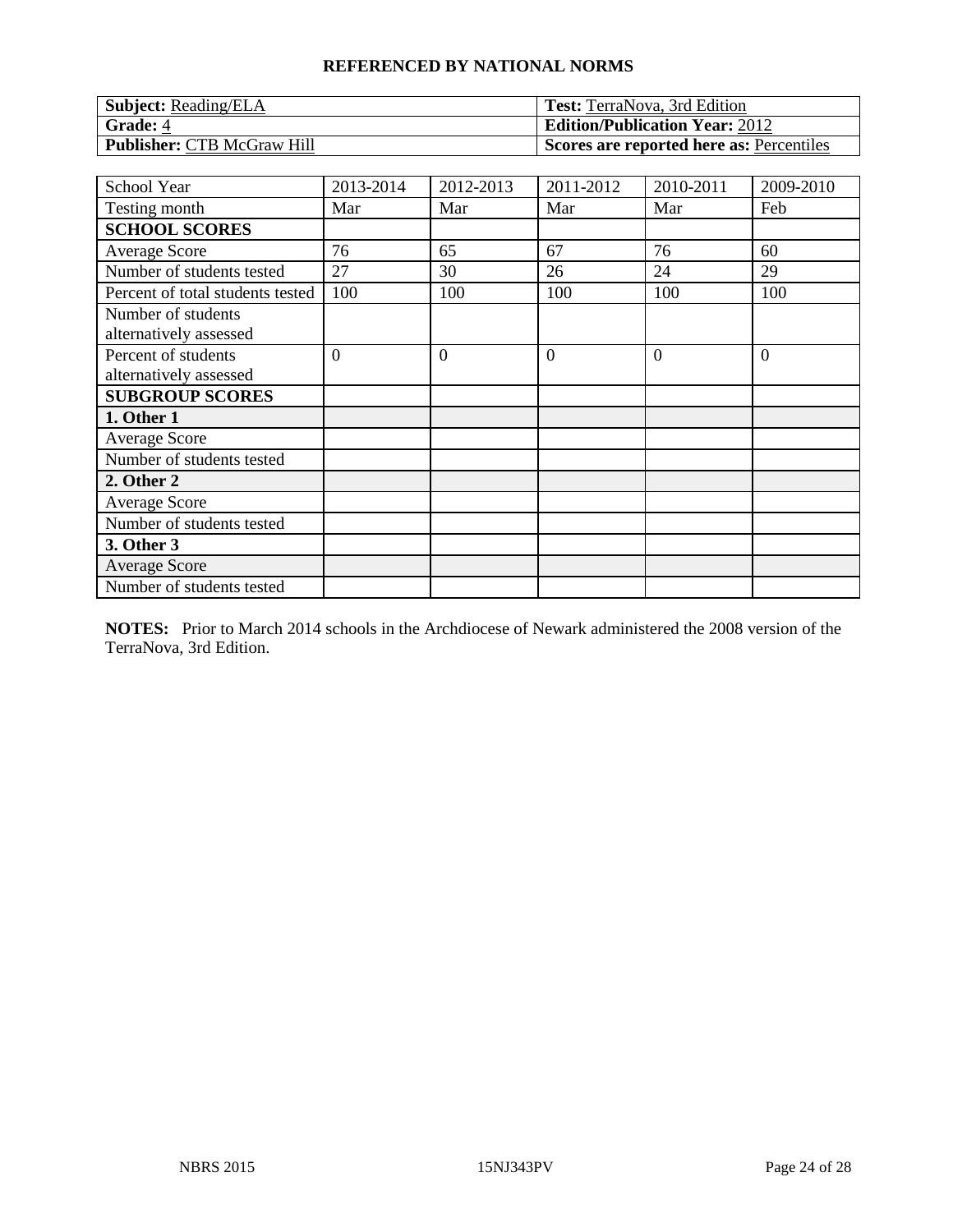**REFERENCED BY NATIONAL NORMS**

| **Subject:** Reading/ELA | **Test:** TerraNova, 3rd Edition |
|---|---|
| **Grade:** 4 | **Edition/Publication Year:** 2012 |
| **Publisher:** CTB McGraw Hill | **Scores are reported here as:** Percentiles |

| School Year | 2013-2014 | 2012-2013 | 2011-2012 | 2010-2011 | 2009-2010 |
|---|---|---|---|---|---|
| Testing month | Mar | Mar | Mar | Mar | Feb |
| **SCHOOL SCORES** | | | | | |
| Average Score | 76 | 65 | 67 | 76 | 60 |
| Number of students tested | 27 | 30 | 26 | 24 | 29 |
| Percent of total students tested | 100 | 100 | 100 | 100 | 100 |
| Number of students alternatively assessed | | | | | |
| Percent of students alternatively assessed | 0 | 0 | 0 | 0 | 0 |
| **SUBGROUP SCORES** | | | | | |
| **1. Other 1** | | | | | |
| Average Score | | | | | |
| Number of students tested | | | | | |
| **2. Other 2** | | | | | |
| Average Score | | | | | |
| Number of students tested | | | | | |
| **3. Other 3** | | | | | |
| Average Score | | | | | |
| Number of students tested | | | | | |

**NOTES:** Prior to March 2014 schools in the Archdiocese of Newark administered the 2008 version of the TerraNova, 3rd Edition.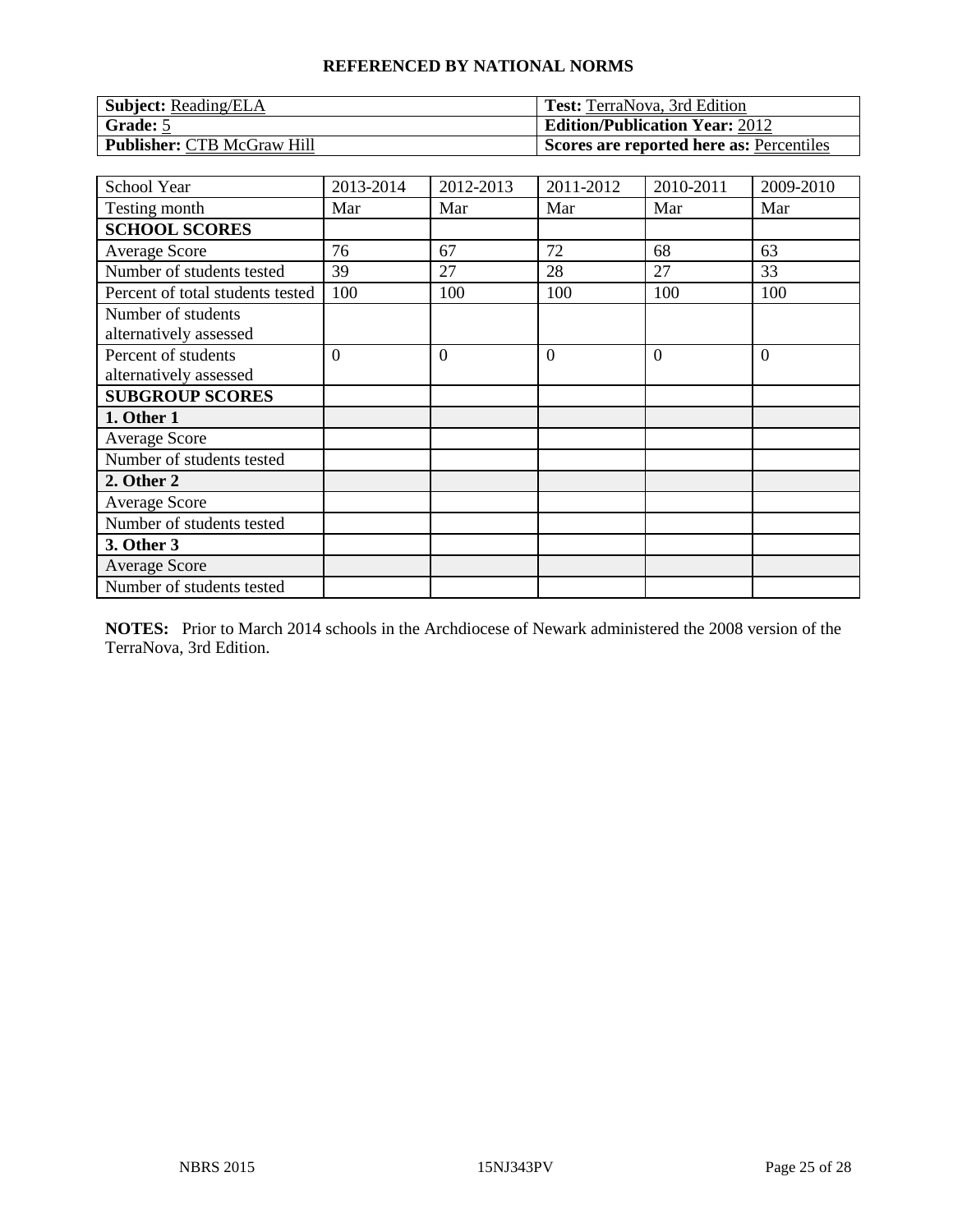**REFERENCED BY NATIONAL NORMS**

| **Subject:** Reading/ELA | **Test:** TerraNova, 3rd Edition |
|---|---|
| **Grade:** 5 | **Edition/Publication Year:** 2012 |
| **Publisher:** CTB McGraw Hill | **Scores are reported here as:** Percentiles |

| School Year | 2013-2014 | 2012-2013 | 2011-2012 | 2010-2011 | 2009-2010 |
|---|---|---|---|---|---|
| Testing month | Mar | Mar | Mar | Mar | Mar |
| **SCHOOL SCORES** | | | | | |
| Average Score | 76 | 67 | 72 | 68 | 63 |
| Number of students tested | 39 | 27 | 28 | 27 | 33 |
| Percent of total students tested | 100 | 100 | 100 | 100 | 100 |
| Number of students alternatively assessed | | | | | |
| Percent of students alternatively assessed | 0 | 0 | 0 | 0 | 0 |
| **SUBGROUP SCORES** | | | | | |
| **1. Other 1** | | | | | |
| Average Score | | | | | |
| Number of students tested | | | | | |
| **2. Other 2** | | | | | |
| Average Score | | | | | |
| Number of students tested | | | | | |
| **3. Other 3** | | | | | |
| Average Score | | | | | |
| Number of students tested | | | | | |

**NOTES:** Prior to March 2014 schools in the Archdiocese of Newark administered the 2008 version of the TerraNova, 3rd Edition.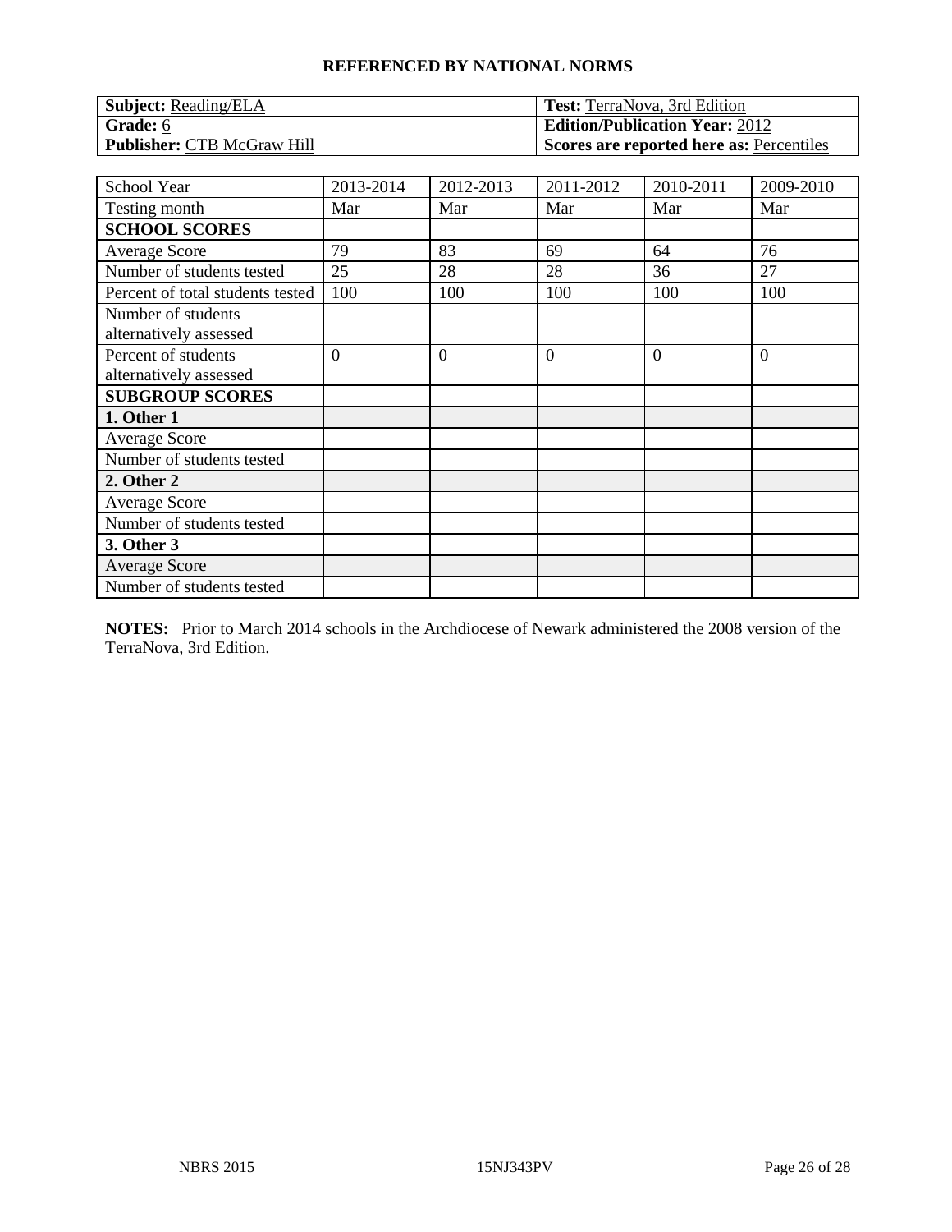**REFERENCED BY NATIONAL NORMS**

| **Subject:** Reading/ELA | **Test:** TerraNova, 3rd Edition |
|---|---|
| **Grade:** 6 | **Edition/Publication Year:** 2012 |
| **Publisher:** CTB McGraw Hill | **Scores are reported here as:** Percentiles |

| School Year | 2013-2014 | 2012-2013 | 2011-2012 | 2010-2011 | 2009-2010 |
|---|---|---|---|---|---|
| Testing month | Mar | Mar | Mar | Mar | Mar |
| **SCHOOL SCORES** | | | | | |
| Average Score | 79 | 83 | 69 | 64 | 76 |
| Number of students tested | 25 | 28 | 28 | 36 | 27 |
| Percent of total students tested | 100 | 100 | 100 | 100 | 100 |
| Number of students alternatively assessed | | | | | |
| Percent of students alternatively assessed | 0 | 0 | 0 | 0 | 0 |
| **SUBGROUP SCORES** | | | | | |
| **1. Other 1** | | | | | |
| Average Score | | | | | |
| Number of students tested | | | | | |
| **2. Other 2** | | | | | |
| Average Score | | | | | |
| Number of students tested | | | | | |
| **3. Other 3** | | | | | |
| Average Score | | | | | |
| Number of students tested | | | | | |

**NOTES:** Prior to March 2014 schools in the Archdiocese of Newark administered the 2008 version of the TerraNova, 3rd Edition.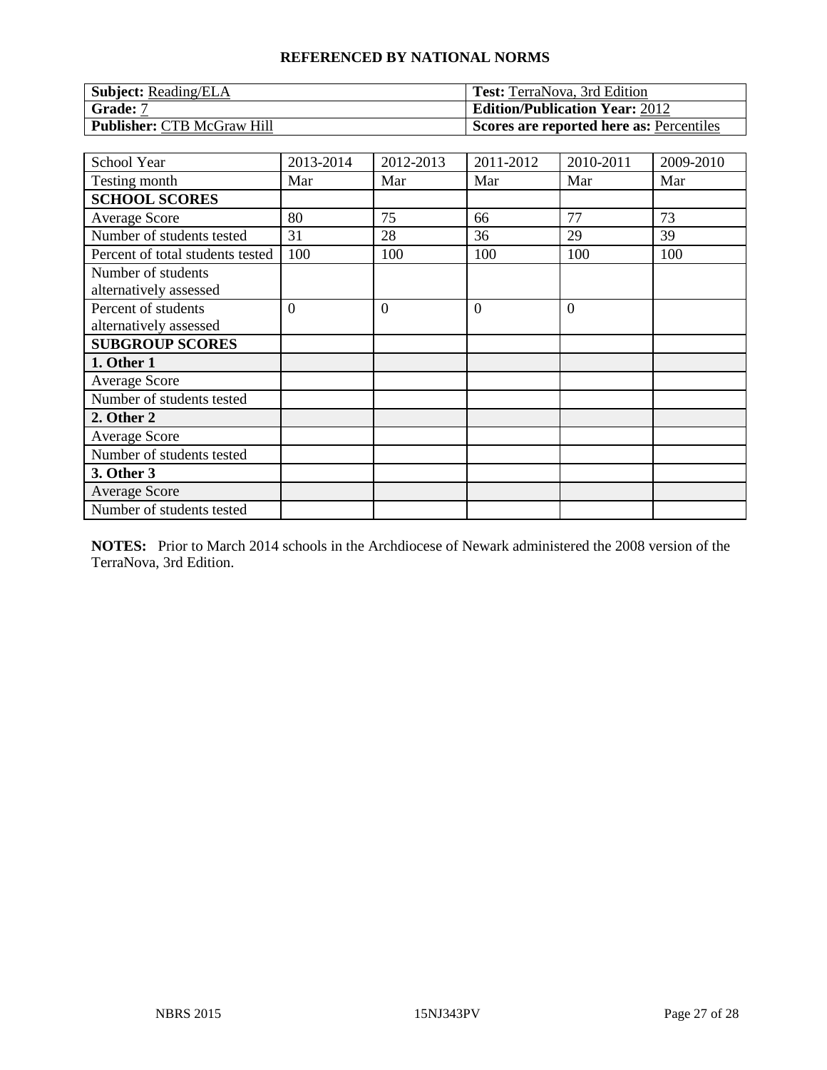## REFERENCED BY NATIONAL NORMS

| **Subject:** Reading/ELA | **Test:** TerraNova, 3rd Edition |
|---|---|
| **Grade:** 7 | **Edition/Publication Year:** 2012 |
| **Publisher:** CTB McGraw Hill | **Scores are reported here as:** Percentiles |

| School Year | 2013-2014 | 2012-2013 | 2011-2012 | 2010-2011 | 2009-2010 |
|---|---|---|---|---|---|
| Testing month | Mar | Mar | Mar | Mar | Mar |
| **SCHOOL SCORES** | | | | | |
| Average Score | 80 | 75 | 66 | 77 | 73 |
| Number of students tested | 31 | 28 | 36 | 29 | 39 |
| Percent of total students tested | 100 | 100 | 100 | 100 | 100 |
| Number of students alternatively assessed | | | | | |
| Percent of students alternatively assessed | 0 | 0 | 0 | 0 | |
| **SUBGROUP SCORES** | | | | | |
| **1. Other 1** | | | | | |
| Average Score | | | | | |
| Number of students tested | | | | | |
| **2. Other 2** | | | | | |
| Average Score | | | | | |
| Number of students tested | | | | | |
| **3. Other 3** | | | | | |
| Average Score | | | | | |
| Number of students tested | | | | | |

**NOTES:** Prior to March 2014 schools in the Archdiocese of Newark administered the 2008 version of the TerraNova, 3rd Edition.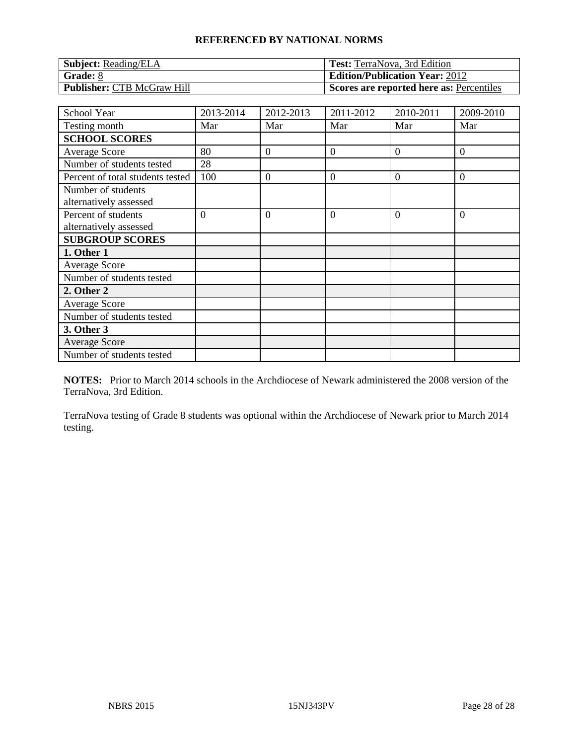## REFERENCED BY NATIONAL NORMS

| | |
|---|---|
| **Subject:** Reading/ELA | **Test:** TerraNova, 3rd Edition |
| **Grade:** 8 | **Edition/Publication Year:** 2012 |
| **Publisher:** CTB McGraw Hill | **Scores are reported here as:** Percentiles |

| School Year | 2013-2014 | 2012-2013 | 2011-2012 | 2010-2011 | 2009-2010 |
|---|---|---|---|---|---|
| Testing month | Mar | Mar | Mar | Mar | Mar |
| **SCHOOL SCORES** | | | | | |
| Average Score | 80 | 0 | 0 | 0 | 0 |
| Number of students tested | 28 | | | | |
| Percent of total students tested | 100 | 0 | 0 | 0 | 0 |
| Number of students alternatively assessed | | | | | |
| Percent of students alternatively assessed | 0 | 0 | 0 | 0 | 0 |
| **SUBGROUP SCORES** | | | | | |
| **1. Other 1** | | | | | |
| Average Score | | | | | |
| Number of students tested | | | | | |
| **2. Other 2** | | | | | |
| Average Score | | | | | |
| Number of students tested | | | | | |
| **3. Other 3** | | | | | |
| Average Score | | | | | |
| Number of students tested | | | | | |

**NOTES:** Prior to March 2014 schools in the Archdiocese of Newark administered the 2008 version of the TerraNova, 3rd Edition.

TerraNova testing of Grade 8 students was optional within the Archdiocese of Newark prior to March 2014 testing.